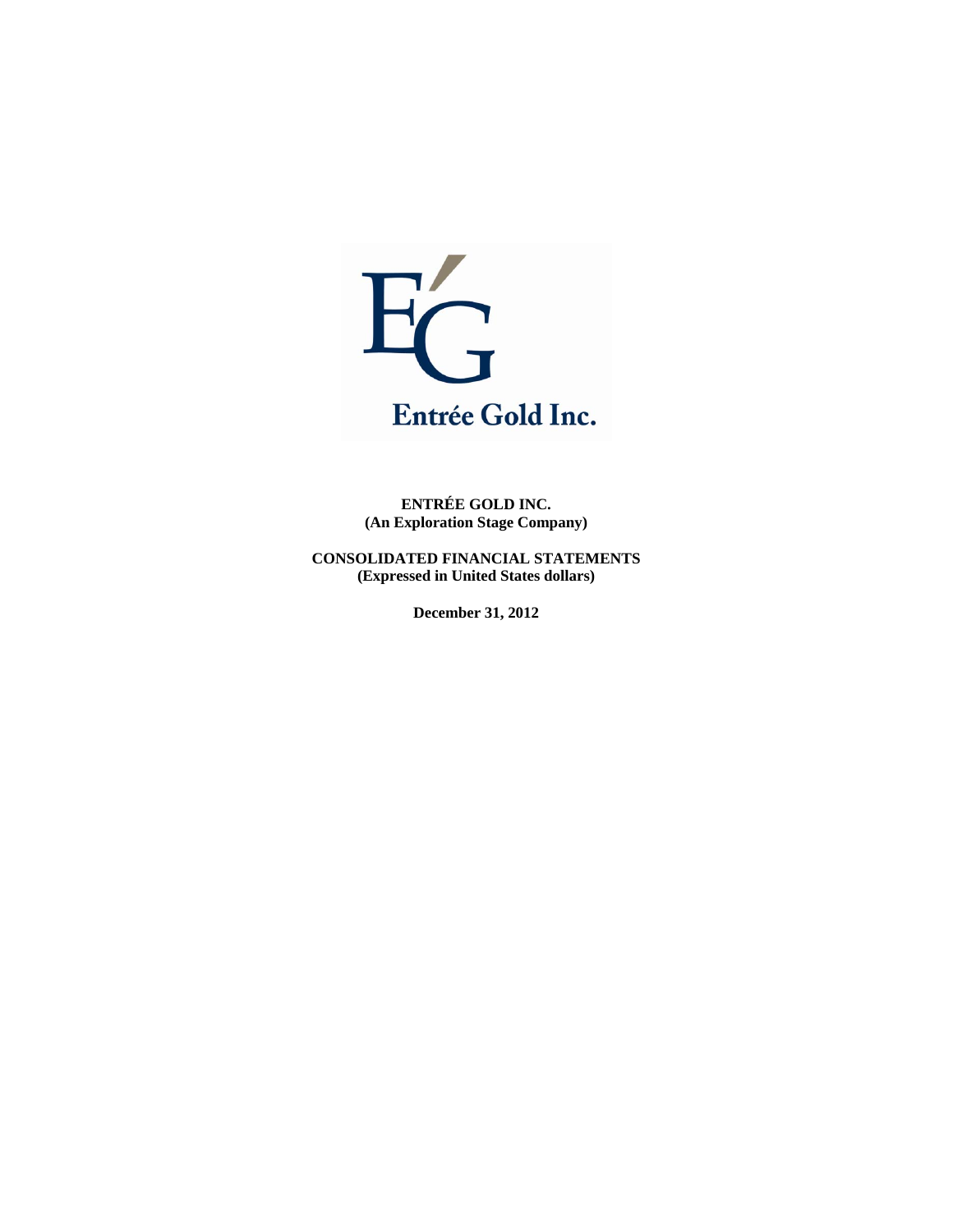Entrée Gold Inc.

**ENTRÉE GOLD INC.**
**(An Exploration Stage Company)**

**CONSOLIDATED FINANCIAL STATEMENTS**
**(Expressed in United States dollars)**

**December 31, 2012**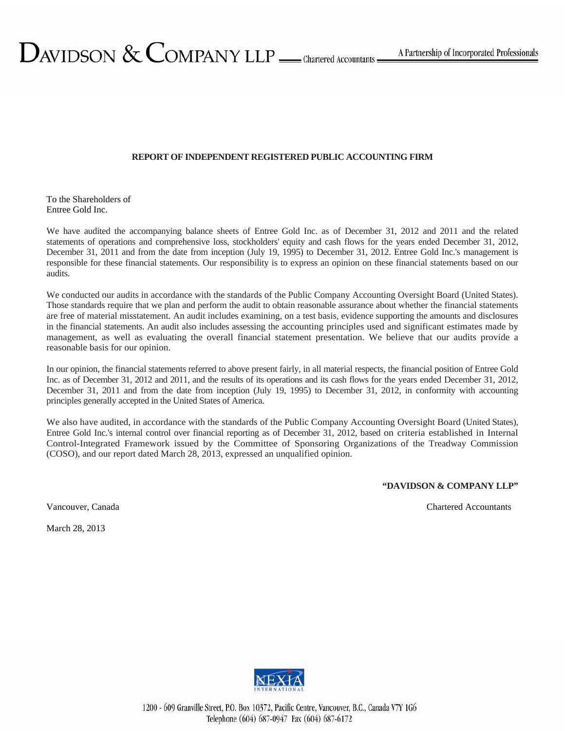DAVIDSON & COMPANY LLP — Chartered Accountants — A Partnership of Incorporated Professionals

## REPORT OF INDEPENDENT REGISTERED PUBLIC ACCOUNTING FIRM

To the Shareholders of
Entree Gold Inc.

We have audited the accompanying balance sheets of Entree Gold Inc. as of December 31, 2012 and 2011 and the related statements of operations and comprehensive loss, stockholders' equity and cash flows for the years ended December 31, 2012, December 31, 2011 and from the date from inception (July 19, 1995) to December 31, 2012. Entree Gold Inc.'s management is responsible for these financial statements. Our responsibility is to express an opinion on these financial statements based on our audits.

We conducted our audits in accordance with the standards of the Public Company Accounting Oversight Board (United States). Those standards require that we plan and perform the audit to obtain reasonable assurance about whether the financial statements are free of material misstatement. An audit includes examining, on a test basis, evidence supporting the amounts and disclosures in the financial statements. An audit also includes assessing the accounting principles used and significant estimates made by management, as well as evaluating the overall financial statement presentation. We believe that our audits provide a reasonable basis for our opinion.

In our opinion, the financial statements referred to above present fairly, in all material respects, the financial position of Entree Gold Inc. as of December 31, 2012 and 2011, and the results of its operations and its cash flows for the years ended December 31, 2012, December 31, 2011 and from the date from inception (July 19, 1995) to December 31, 2012, in conformity with accounting principles generally accepted in the United States of America.

We also have audited, in accordance with the standards of the Public Company Accounting Oversight Board (United States), Entree Gold Inc.'s internal control over financial reporting as of December 31, 2012, based on criteria established in Internal Control-Integrated Framework issued by the Committee of Sponsoring Organizations of the Treadway Commission (COSO), and our report dated March 28, 2013, expressed an unqualified opinion.

**"DAVIDSON & COMPANY LLP"**

Vancouver, Canada — Chartered Accountants

March 28, 2013

NEXIA INTERNATIONAL

1200 - 609 Granville Street, P.O. Box 10372, Pacific Centre, Vancouver, B.C., Canada V7Y 1G6
Telephone (604) 687-0947 Fax (604) 687-6172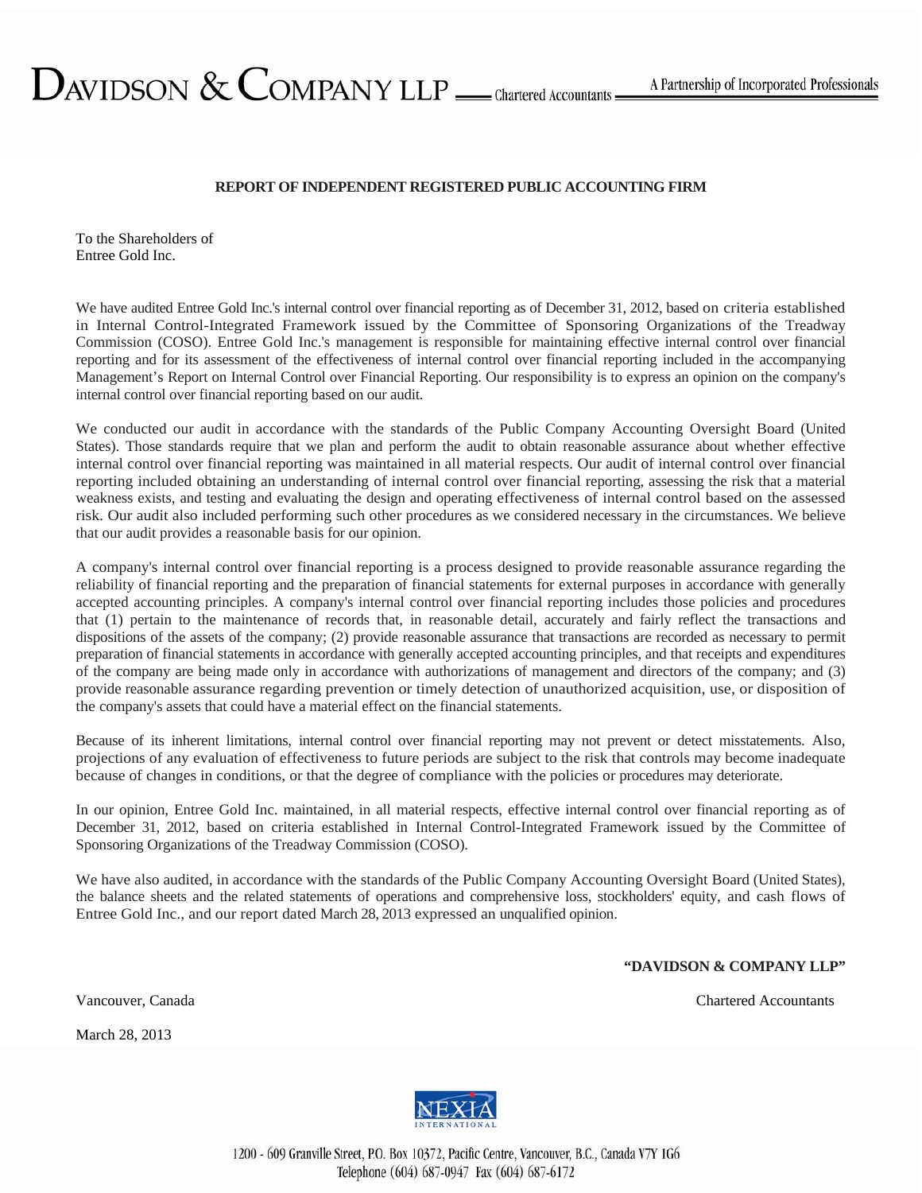DAVIDSON & COMPANY LLP — Chartered Accountants — A Partnership of Incorporated Professionals

## REPORT OF INDEPENDENT REGISTERED PUBLIC ACCOUNTING FIRM

To the Shareholders of
Entree Gold Inc.

We have audited Entree Gold Inc.'s internal control over financial reporting as of December 31, 2012, based on criteria established in Internal Control-Integrated Framework issued by the Committee of Sponsoring Organizations of the Treadway Commission (COSO). Entree Gold Inc.'s management is responsible for maintaining effective internal control over financial reporting and for its assessment of the effectiveness of internal control over financial reporting included in the accompanying Management's Report on Internal Control over Financial Reporting. Our responsibility is to express an opinion on the company's internal control over financial reporting based on our audit.

We conducted our audit in accordance with the standards of the Public Company Accounting Oversight Board (United States). Those standards require that we plan and perform the audit to obtain reasonable assurance about whether effective internal control over financial reporting was maintained in all material respects. Our audit of internal control over financial reporting included obtaining an understanding of internal control over financial reporting, assessing the risk that a material weakness exists, and testing and evaluating the design and operating effectiveness of internal control based on the assessed risk. Our audit also included performing such other procedures as we considered necessary in the circumstances. We believe that our audit provides a reasonable basis for our opinion.

A company's internal control over financial reporting is a process designed to provide reasonable assurance regarding the reliability of financial reporting and the preparation of financial statements for external purposes in accordance with generally accepted accounting principles. A company's internal control over financial reporting includes those policies and procedures that (1) pertain to the maintenance of records that, in reasonable detail, accurately and fairly reflect the transactions and dispositions of the assets of the company; (2) provide reasonable assurance that transactions are recorded as necessary to permit preparation of financial statements in accordance with generally accepted accounting principles, and that receipts and expenditures of the company are being made only in accordance with authorizations of management and directors of the company; and (3) provide reasonable assurance regarding prevention or timely detection of unauthorized acquisition, use, or disposition of the company's assets that could have a material effect on the financial statements.

Because of its inherent limitations, internal control over financial reporting may not prevent or detect misstatements. Also, projections of any evaluation of effectiveness to future periods are subject to the risk that controls may become inadequate because of changes in conditions, or that the degree of compliance with the policies or procedures may deteriorate.

In our opinion, Entree Gold Inc. maintained, in all material respects, effective internal control over financial reporting as of December 31, 2012, based on criteria established in Internal Control-Integrated Framework issued by the Committee of Sponsoring Organizations of the Treadway Commission (COSO).

We have also audited, in accordance with the standards of the Public Company Accounting Oversight Board (United States), the balance sheets and the related statements of operations and comprehensive loss, stockholders' equity, and cash flows of Entree Gold Inc., and our report dated March 28, 2013 expressed an unqualified opinion.

**"DAVIDSON & COMPANY LLP"**

Vancouver, Canada — Chartered Accountants

March 28, 2013

NEXIA INTERNATIONAL

1200 - 609 Granville Street, P.O. Box 10372, Pacific Centre, Vancouver, B.C., Canada V7Y 1G6
Telephone (604) 687-0947 Fax (604) 687-6172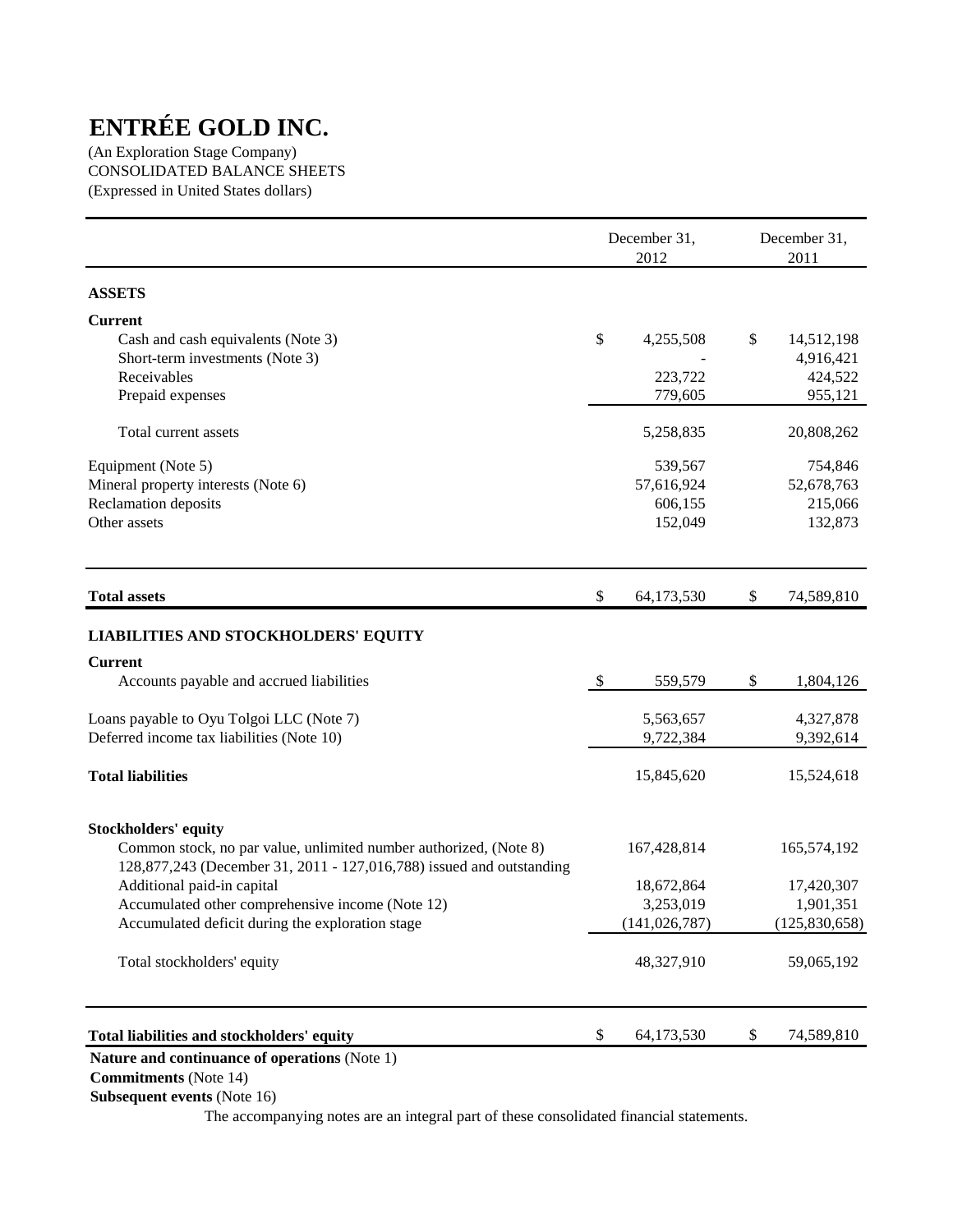# ENTRÉE GOLD INC.

(An Exploration Stage Company)
CONSOLIDATED BALANCE SHEETS
(Expressed in United States dollars)

| | December 31, 2012 | December 31, 2011 |
|---|---|---|
| **ASSETS** | | |
| **Current** | | |
| Cash and cash equivalents (Note 3) | $ 4,255,508 | $ 14,512,198 |
| Short-term investments (Note 3) | - | 4,916,421 |
| Receivables | 223,722 | 424,522 |
| Prepaid expenses | 779,605 | 955,121 |
| Total current assets | 5,258,835 | 20,808,262 |
| Equipment (Note 5) | 539,567 | 754,846 |
| Mineral property interests (Note 6) | 57,616,924 | 52,678,763 |
| Reclamation deposits | 606,155 | 215,066 |
| Other assets | 152,049 | 132,873 |
| **Total assets** | $ 64,173,530 | $ 74,589,810 |
| **LIABILITIES AND STOCKHOLDERS' EQUITY** | | |
| **Current** | | |
| Accounts payable and accrued liabilities | $ 559,579 | $ 1,804,126 |
| Loans payable to Oyu Tolgoi LLC (Note 7) | 5,563,657 | 4,327,878 |
| Deferred income tax liabilities (Note 10) | 9,722,384 | 9,392,614 |
| **Total liabilities** | 15,845,620 | 15,524,618 |
| **Stockholders' equity** | | |
| Common stock, no par value, unlimited number authorized, (Note 8) 128,877,243 (December 31, 2011 - 127,016,788) issued and outstanding | 167,428,814 | 165,574,192 |
| Additional paid-in capital | 18,672,864 | 17,420,307 |
| Accumulated other comprehensive income (Note 12) | 3,253,019 | 1,901,351 |
| Accumulated deficit during the exploration stage | (141,026,787) | (125,830,658) |
| Total stockholders' equity | 48,327,910 | 59,065,192 |
| **Total liabilities and stockholders' equity** | $ 64,173,530 | $ 74,589,810 |

**Nature and continuance of operations** (Note 1)
**Commitments** (Note 14)
**Subsequent events** (Note 16)

The accompanying notes are an integral part of these consolidated financial statements.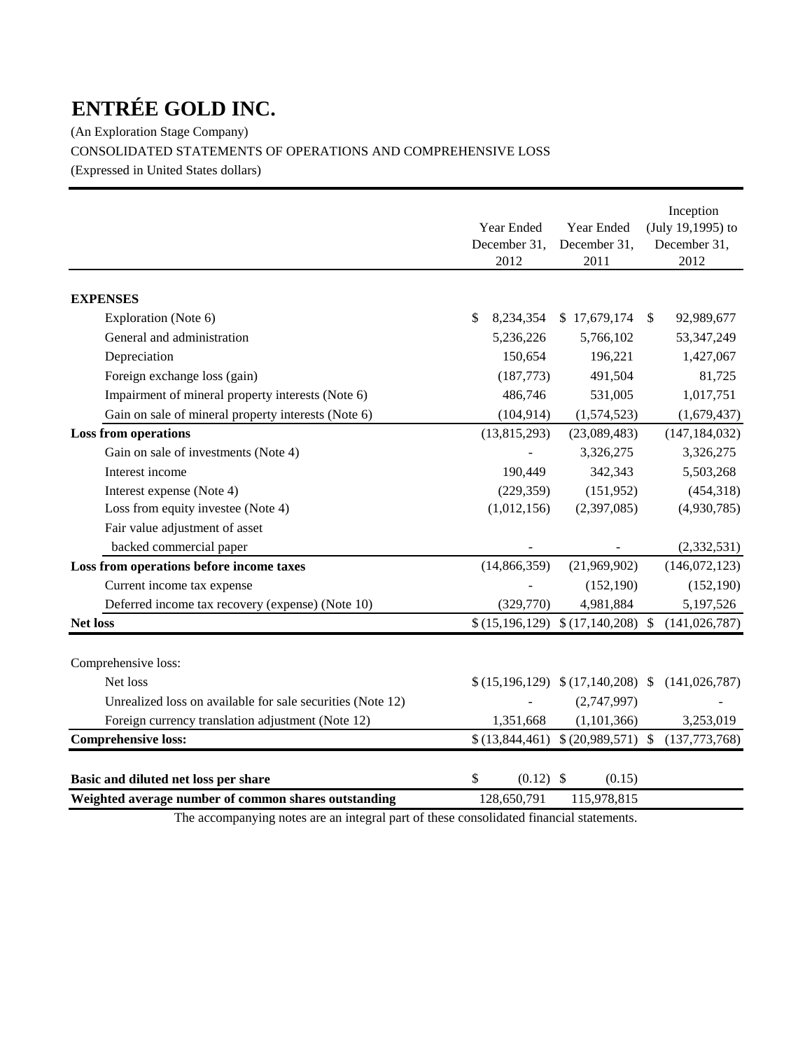# ENTRÉE GOLD INC.

(An Exploration Stage Company)

CONSOLIDATED STATEMENTS OF OPERATIONS AND COMPREHENSIVE LOSS

(Expressed in United States dollars)

| | Year Ended December 31, 2012 | Year Ended December 31, 2011 | Inception (July 19,1995) to December 31, 2012 |
|---|---|---|---|
| **EXPENSES** | | | |
| Exploration (Note 6) | $ 8,234,354 | $ 17,679,174 | $ 92,989,677 |
| General and administration | 5,236,226 | 5,766,102 | 53,347,249 |
| Depreciation | 150,654 | 196,221 | 1,427,067 |
| Foreign exchange loss (gain) | (187,773) | 491,504 | 81,725 |
| Impairment of mineral property interests (Note 6) | 486,746 | 531,005 | 1,017,751 |
| Gain on sale of mineral property interests (Note 6) | (104,914) | (1,574,523) | (1,679,437) |
| **Loss from operations** | (13,815,293) | (23,089,483) | (147,184,032) |
| Gain on sale of investments (Note 4) | - | 3,326,275 | 3,326,275 |
| Interest income | 190,449 | 342,343 | 5,503,268 |
| Interest expense (Note 4) | (229,359) | (151,952) | (454,318) |
| Loss from equity investee (Note 4) | (1,012,156) | (2,397,085) | (4,930,785) |
| Fair value adjustment of asset backed commercial paper | - | - | (2,332,531) |
| **Loss from operations before income taxes** | (14,866,359) | (21,969,902) | (146,072,123) |
| Current income tax expense | - | (152,190) | (152,190) |
| Deferred income tax recovery (expense) (Note 10) | (329,770) | 4,981,884 | 5,197,526 |
| **Net loss** | $ (15,196,129) | $ (17,140,208) | $ (141,026,787) |
| | | | |
| Comprehensive loss: | | | |
| Net loss | $ (15,196,129) | $ (17,140,208) | $ (141,026,787) |
| Unrealized loss on available for sale securities (Note 12) | - | (2,747,997) | - |
| Foreign currency translation adjustment (Note 12) | 1,351,668 | (1,101,366) | 3,253,019 |
| **Comprehensive loss:** | $ (13,844,461) | $ (20,989,571) | $ (137,773,768) |
| | | | |
| **Basic and diluted net loss per share** | $ (0.12) | $ (0.15) | |
| **Weighted average number of common shares outstanding** | 128,650,791 | 115,978,815 | |

The accompanying notes are an integral part of these consolidated financial statements.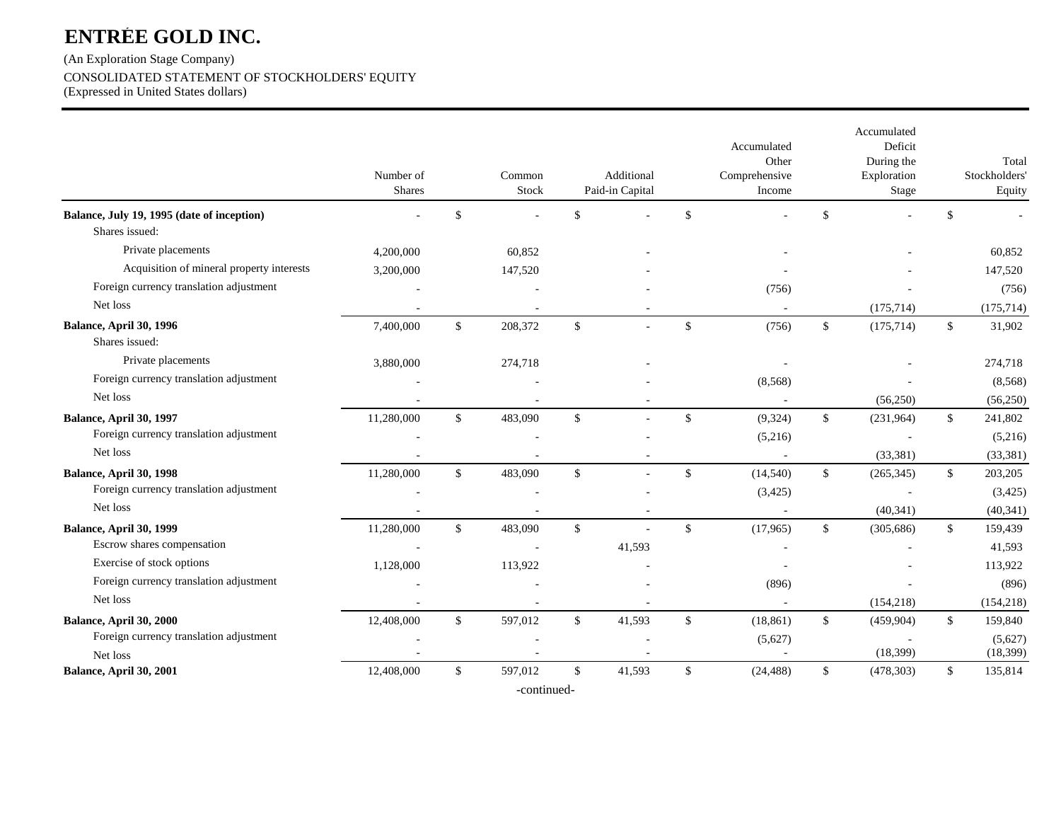# ENTRÉE GOLD INC.

(An Exploration Stage Company)

CONSOLIDATED STATEMENT OF STOCKHOLDERS' EQUITY

(Expressed in United States dollars)

| | Number of Shares | Common Stock | Additional Paid-in Capital | Accumulated Other Comprehensive Income | Accumulated Deficit During the Exploration Stage | Total Stockholders' Equity |
|---|---|---|---|---|---|---|
| **Balance, July 19, 1995 (date of inception)** | - | $ - | $ - | $ - | $ - | $ - |
| Shares issued: | | | | | | |
| Private placements | 4,200,000 | 60,852 | - | - | - | 60,852 |
| Acquisition of mineral property interests | 3,200,000 | 147,520 | - | - | - | 147,520 |
| Foreign currency translation adjustment | - | - | - | (756) | - | (756) |
| Net loss | - | - | - | - | (175,714) | (175,714) |
| **Balance, April 30, 1996** | 7,400,000 | $ 208,372 | $ - | $ (756) | $ (175,714) | $ 31,902 |
| Shares issued: | | | | | | |
| Private placements | 3,880,000 | 274,718 | - | - | - | 274,718 |
| Foreign currency translation adjustment | - | - | - | (8,568) | - | (8,568) |
| Net loss | - | - | - | - | (56,250) | (56,250) |
| **Balance, April 30, 1997** | 11,280,000 | $ 483,090 | $ - | $ (9,324) | $ (231,964) | $ 241,802 |
| Foreign currency translation adjustment | - | - | - | (5,216) | - | (5,216) |
| Net loss | - | - | - | - | (33,381) | (33,381) |
| **Balance, April 30, 1998** | 11,280,000 | $ 483,090 | $ - | $ (14,540) | $ (265,345) | $ 203,205 |
| Foreign currency translation adjustment | - | - | - | (3,425) | - | (3,425) |
| Net loss | - | - | - | - | (40,341) | (40,341) |
| **Balance, April 30, 1999** | 11,280,000 | $ 483,090 | $ - | $ (17,965) | $ (305,686) | $ 159,439 |
| Escrow shares compensation | - | - | 41,593 | - | - | 41,593 |
| Exercise of stock options | 1,128,000 | 113,922 | - | - | - | 113,922 |
| Foreign currency translation adjustment | - | - | - | (896) | - | (896) |
| Net loss | - | - | - | - | (154,218) | (154,218) |
| **Balance, April 30, 2000** | 12,408,000 | $ 597,012 | $ 41,593 | $ (18,861) | $ (459,904) | $ 159,840 |
| Foreign currency translation adjustment | - | - | - | (5,627) | - | (5,627) |
| Net loss | - | - | - | - | (18,399) | (18,399) |
| **Balance, April 30, 2001** | 12,408,000 | $ 597,012 | $ 41,593 | $ (24,488) | $ (478,303) | $ 135,814 |

-continued-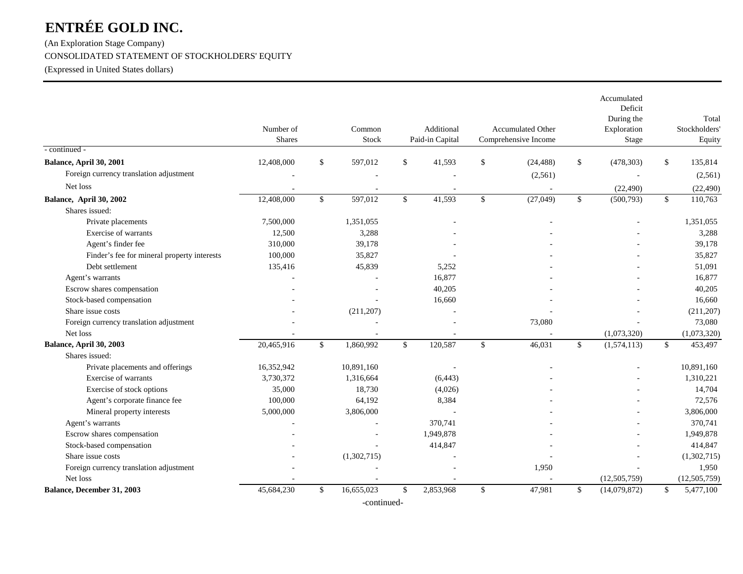# ENTRÉE GOLD INC.

(An Exploration Stage Company)

CONSOLIDATED STATEMENT OF STOCKHOLDERS' EQUITY

(Expressed in United States dollars)

| | Number of Shares | Common Stock | Additional Paid-in Capital | Accumulated Other Comprehensive Income | Accumulated Deficit During the Exploration Stage | Total Stockholders' Equity |
|---|---|---|---|---|---|---|
| - continued - | | | | | | |
| **Balance, April 30, 2001** | 12,408,000 | $ 597,012 | $ 41,593 | $ (24,488) | $ (478,303) | $ 135,814 |
| Foreign currency translation adjustment | - | - | - | (2,561) | - | (2,561) |
| Net loss | - | - | - | - | (22,490) | (22,490) |
| **Balance, April 30, 2002** | 12,408,000 | $ 597,012 | $ 41,593 | $ (27,049) | $ (500,793) | $ 110,763 |
| Shares issued: | | | | | | |
| Private placements | 7,500,000 | 1,351,055 | - | - | - | 1,351,055 |
| Exercise of warrants | 12,500 | 3,288 | - | - | - | 3,288 |
| Agent's finder fee | 310,000 | 39,178 | - | - | - | 39,178 |
| Finder's fee for mineral property interests | 100,000 | 35,827 | - | - | - | 35,827 |
| Debt settlement | 135,416 | 45,839 | 5,252 | - | - | 51,091 |
| Agent's warrants | - | - | 16,877 | - | - | 16,877 |
| Escrow shares compensation | - | - | 40,205 | - | - | 40,205 |
| Stock-based compensation | - | - | 16,660 | - | - | 16,660 |
| Share issue costs | - | (211,207) | - | - | - | (211,207) |
| Foreign currency translation adjustment | - | - | - | 73,080 | - | 73,080 |
| Net loss | - | - | - | - | (1,073,320) | (1,073,320) |
| **Balance, April 30, 2003** | 20,465,916 | $ 1,860,992 | $ 120,587 | $ 46,031 | $ (1,574,113) | $ 453,497 |
| Shares issued: | | | | | | |
| Private placements and offerings | 16,352,942 | 10,891,160 | - | - | - | 10,891,160 |
| Exercise of warrants | 3,730,372 | 1,316,664 | (6,443) | - | - | 1,310,221 |
| Exercise of stock options | 35,000 | 18,730 | (4,026) | - | - | 14,704 |
| Agent's corporate finance fee | 100,000 | 64,192 | 8,384 | - | - | 72,576 |
| Mineral property interests | 5,000,000 | 3,806,000 | - | - | - | 3,806,000 |
| Agent's warrants | - | - | 370,741 | - | - | 370,741 |
| Escrow shares compensation | - | - | 1,949,878 | - | - | 1,949,878 |
| Stock-based compensation | - | - | 414,847 | - | - | 414,847 |
| Share issue costs | - | (1,302,715) | - | - | - | (1,302,715) |
| Foreign currency translation adjustment | - | - | - | 1,950 | - | 1,950 |
| Net loss | - | - | - | - | (12,505,759) | (12,505,759) |
| **Balance, December 31, 2003** | 45,684,230 | $ 16,655,023 | $ 2,853,968 | $ 47,981 | $ (14,079,872) | $ 5,477,100 |

-continued-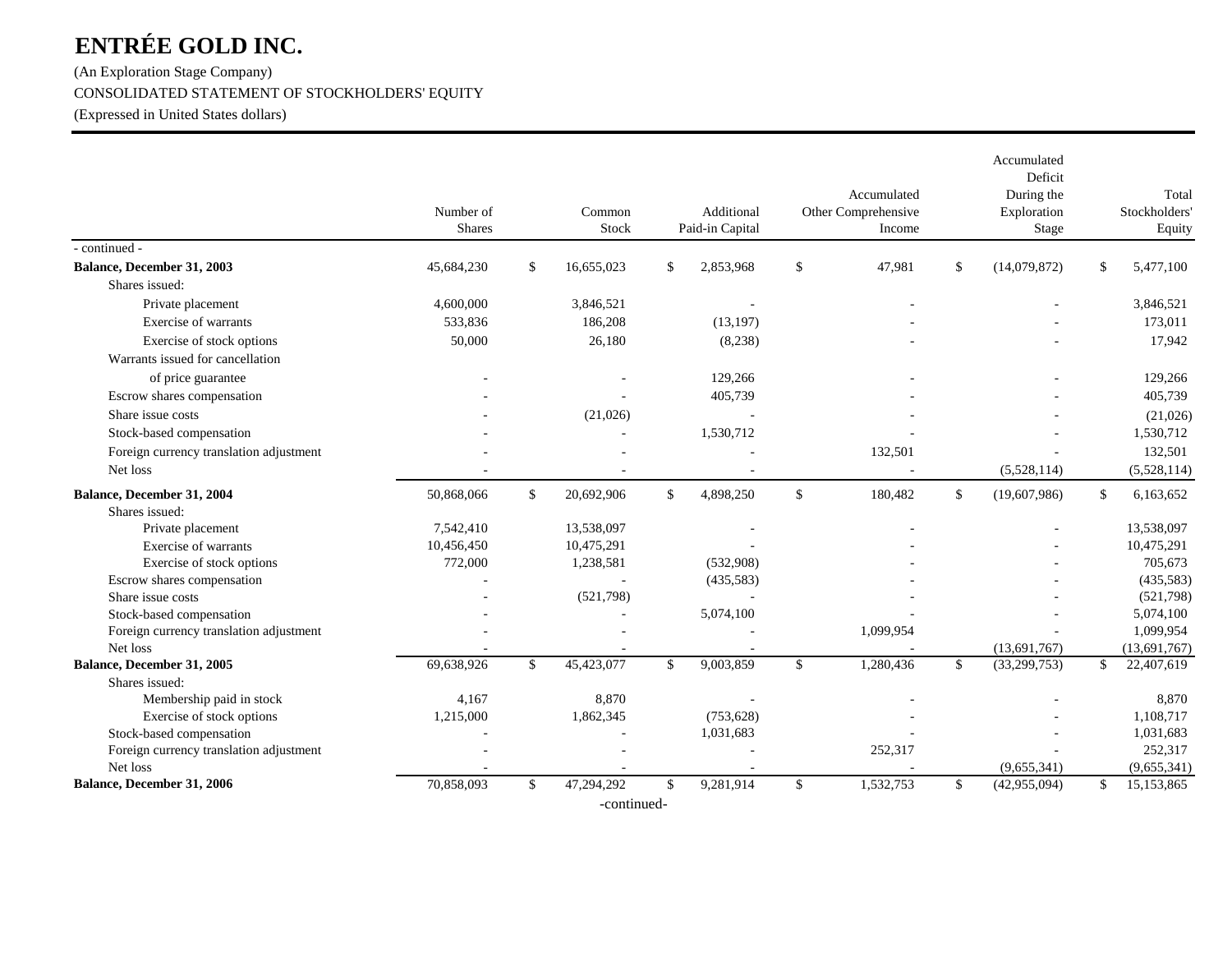# ENTRÉE GOLD INC.

(An Exploration Stage Company)

CONSOLIDATED STATEMENT OF STOCKHOLDERS' EQUITY

(Expressed in United States dollars)

| | Number of Shares | Common Stock | Additional Paid-in Capital | Accumulated Other Comprehensive Income | Accumulated Deficit During the Exploration Stage | Total Stockholders' Equity |
|---|---|---|---|---|---|---|
| - continued - | | | | | | |
| **Balance, December 31, 2003** | 45,684,230 | $ 16,655,023 | $ 2,853,968 | $ 47,981 | $ (14,079,872) | $ 5,477,100 |
| Shares issued: | | | | | | |
| Private placement | 4,600,000 | 3,846,521 | - | - | - | 3,846,521 |
| Exercise of warrants | 533,836 | 186,208 | (13,197) | - | - | 173,011 |
| Exercise of stock options | 50,000 | 26,180 | (8,238) | - | - | 17,942 |
| Warrants issued for cancellation of price guarantee | - | - | 129,266 | - | - | 129,266 |
| Escrow shares compensation | - | - | 405,739 | - | - | 405,739 |
| Share issue costs | - | (21,026) | - | - | - | (21,026) |
| Stock-based compensation | - | - | 1,530,712 | - | - | 1,530,712 |
| Foreign currency translation adjustment | - | - | - | 132,501 | - | 132,501 |
| Net loss | - | - | - | - | (5,528,114) | (5,528,114) |
| **Balance, December 31, 2004** | 50,868,066 | $ 20,692,906 | $ 4,898,250 | $ 180,482 | $ (19,607,986) | $ 6,163,652 |
| Shares issued: | | | | | | |
| Private placement | 7,542,410 | 13,538,097 | - | - | - | 13,538,097 |
| Exercise of warrants | 10,456,450 | 10,475,291 | - | - | - | 10,475,291 |
| Exercise of stock options | 772,000 | 1,238,581 | (532,908) | - | - | 705,673 |
| Escrow shares compensation | - | - | (435,583) | - | - | (435,583) |
| Share issue costs | - | (521,798) | - | - | - | (521,798) |
| Stock-based compensation | - | - | 5,074,100 | - | - | 5,074,100 |
| Foreign currency translation adjustment | - | - | - | 1,099,954 | - | 1,099,954 |
| Net loss | - | - | - | - | (13,691,767) | (13,691,767) |
| **Balance, December 31, 2005** | 69,638,926 | $ 45,423,077 | $ 9,003,859 | $ 1,280,436 | $ (33,299,753) | $ 22,407,619 |
| Shares issued: | | | | | | |
| Membership paid in stock | 4,167 | 8,870 | - | - | - | 8,870 |
| Exercise of stock options | 1,215,000 | 1,862,345 | (753,628) | - | - | 1,108,717 |
| Stock-based compensation | - | - | 1,031,683 | - | - | 1,031,683 |
| Foreign currency translation adjustment | - | - | - | 252,317 | - | 252,317 |
| Net loss | - | - | - | - | (9,655,341) | (9,655,341) |
| **Balance, December 31, 2006** | 70,858,093 | $ 47,294,292 | $ 9,281,914 | $ 1,532,753 | $ (42,955,094) | $ 15,153,865 |

-continued-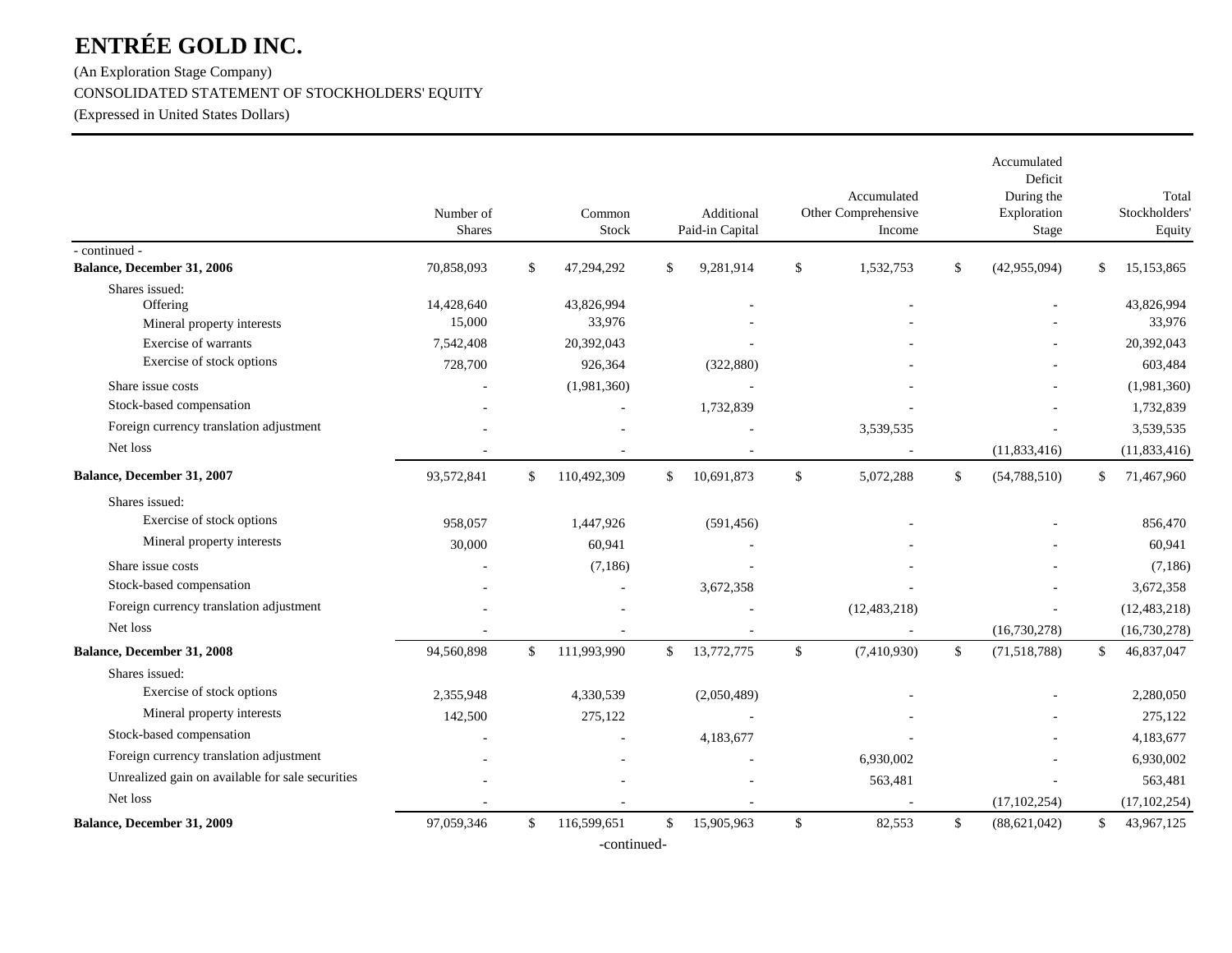# ENTRÉE GOLD INC.

(An Exploration Stage Company)

CONSOLIDATED STATEMENT OF STOCKHOLDERS' EQUITY

(Expressed in United States Dollars)

| | Number of Shares | Common Stock | Additional Paid-in Capital | Accumulated Other Comprehensive Income | Accumulated Deficit During the Exploration Stage | Total Stockholders' Equity |
|---|---|---|---|---|---|---|
| - continued - | | | | | | |
| **Balance, December 31, 2006** | 70,858,093 | $ 47,294,292 | $ 9,281,914 | $ 1,532,753 | $ (42,955,094) | $ 15,153,865 |
| Shares issued: | | | | | | |
| Offering | 14,428,640 | 43,826,994 | - | - | - | 43,826,994 |
| Mineral property interests | 15,000 | 33,976 | - | - | - | 33,976 |
| Exercise of warrants | 7,542,408 | 20,392,043 | - | - | - | 20,392,043 |
| Exercise of stock options | 728,700 | 926,364 | (322,880) | - | - | 603,484 |
| Share issue costs | - | (1,981,360) | - | - | - | (1,981,360) |
| Stock-based compensation | - | - | 1,732,839 | - | - | 1,732,839 |
| Foreign currency translation adjustment | - | - | - | 3,539,535 | - | 3,539,535 |
| Net loss | - | - | - | - | (11,833,416) | (11,833,416) |
| **Balance, December 31, 2007** | 93,572,841 | $ 110,492,309 | $ 10,691,873 | $ 5,072,288 | $ (54,788,510) | $ 71,467,960 |
| Shares issued: | | | | | | |
| Exercise of stock options | 958,057 | 1,447,926 | (591,456) | - | - | 856,470 |
| Mineral property interests | 30,000 | 60,941 | - | - | - | 60,941 |
| Share issue costs | - | (7,186) | - | - | - | (7,186) |
| Stock-based compensation | - | - | 3,672,358 | - | - | 3,672,358 |
| Foreign currency translation adjustment | - | - | - | (12,483,218) | - | (12,483,218) |
| Net loss | - | - | - | - | (16,730,278) | (16,730,278) |
| **Balance, December 31, 2008** | 94,560,898 | $ 111,993,990 | $ 13,772,775 | $ (7,410,930) | $ (71,518,788) | $ 46,837,047 |
| Shares issued: | | | | | | |
| Exercise of stock options | 2,355,948 | 4,330,539 | (2,050,489) | - | - | 2,280,050 |
| Mineral property interests | 142,500 | 275,122 | - | - | - | 275,122 |
| Stock-based compensation | - | - | 4,183,677 | - | - | 4,183,677 |
| Foreign currency translation adjustment | - | - | - | 6,930,002 | - | 6,930,002 |
| Unrealized gain on available for sale securities | - | - | - | 563,481 | - | 563,481 |
| Net loss | - | - | - | - | (17,102,254) | (17,102,254) |
| **Balance, December 31, 2009** | 97,059,346 | $ 116,599,651 | $ 15,905,963 | $ 82,553 | $ (88,621,042) | $ 43,967,125 |

-continued-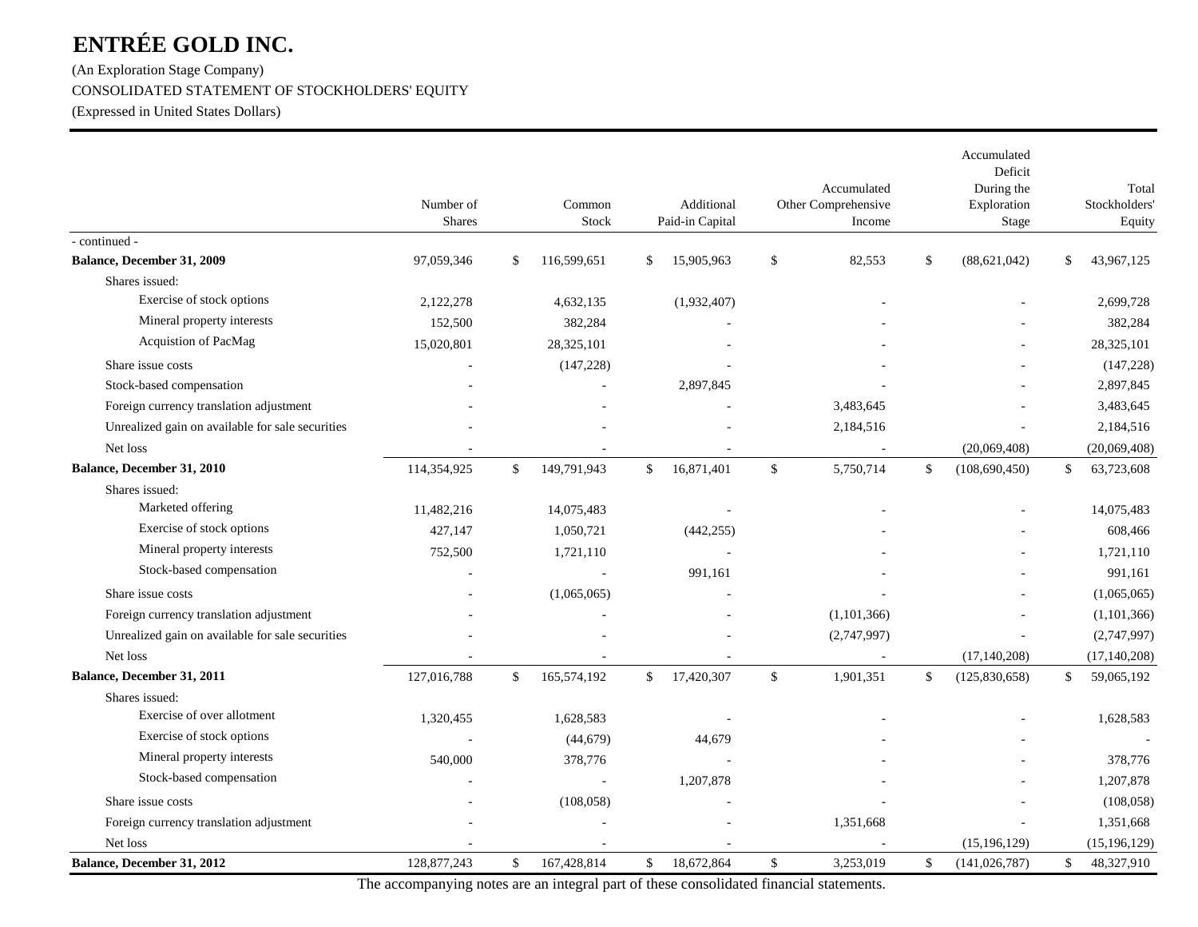# ENTRÉE GOLD INC.

(An Exploration Stage Company)

CONSOLIDATED STATEMENT OF STOCKHOLDERS' EQUITY

(Expressed in United States Dollars)

| | Number of Shares | Common Stock | Additional Paid-in Capital | Accumulated Other Comprehensive Income | Accumulated Deficit During the Exploration Stage | Total Stockholders' Equity |
|---|---|---|---|---|---|---|
| - continued - | | | | | | |
| **Balance, December 31, 2009** | 97,059,346 | $ 116,599,651 | $ 15,905,963 | $ 82,553 | $ (88,621,042) | $ 43,967,125 |
| Shares issued: | | | | | | |
| Exercise of stock options | 2,122,278 | 4,632,135 | (1,932,407) | - | - | 2,699,728 |
| Mineral property interests | 152,500 | 382,284 | - | - | - | 382,284 |
| Acquistion of PacMag | 15,020,801 | 28,325,101 | - | - | - | 28,325,101 |
| Share issue costs | - | (147,228) | - | - | - | (147,228) |
| Stock-based compensation | - | - | 2,897,845 | - | - | 2,897,845 |
| Foreign currency translation adjustment | - | - | - | 3,483,645 | - | 3,483,645 |
| Unrealized gain on available for sale securities | - | - | - | 2,184,516 | - | 2,184,516 |
| Net loss | - | - | - | - | (20,069,408) | (20,069,408) |
| **Balance, December 31, 2010** | 114,354,925 | $ 149,791,943 | $ 16,871,401 | $ 5,750,714 | $ (108,690,450) | $ 63,723,608 |
| Shares issued: | | | | | | |
| Marketed offering | 11,482,216 | 14,075,483 | - | - | - | 14,075,483 |
| Exercise of stock options | 427,147 | 1,050,721 | (442,255) | - | - | 608,466 |
| Mineral property interests | 752,500 | 1,721,110 | - | - | - | 1,721,110 |
| Stock-based compensation | - | - | 991,161 | - | - | 991,161 |
| Share issue costs | - | (1,065,065) | - | - | - | (1,065,065) |
| Foreign currency translation adjustment | - | - | - | (1,101,366) | - | (1,101,366) |
| Unrealized gain on available for sale securities | - | - | - | (2,747,997) | - | (2,747,997) |
| Net loss | - | - | - | - | (17,140,208) | (17,140,208) |
| **Balance, December 31, 2011** | 127,016,788 | $ 165,574,192 | $ 17,420,307 | $ 1,901,351 | $ (125,830,658) | $ 59,065,192 |
| Shares issued: | | | | | | |
| Exercise of over allotment | 1,320,455 | 1,628,583 | - | - | - | 1,628,583 |
| Exercise of stock options | - | (44,679) | 44,679 | - | - | - |
| Mineral property interests | 540,000 | 378,776 | - | - | - | 378,776 |
| Stock-based compensation | - | - | 1,207,878 | - | - | 1,207,878 |
| Share issue costs | - | (108,058) | - | - | - | (108,058) |
| Foreign currency translation adjustment | - | - | - | 1,351,668 | - | 1,351,668 |
| Net loss | - | - | - | - | (15,196,129) | (15,196,129) |
| **Balance, December 31, 2012** | 128,877,243 | $ 167,428,814 | $ 18,672,864 | $ 3,253,019 | $ (141,026,787) | $ 48,327,910 |

The accompanying notes are an integral part of these consolidated financial statements.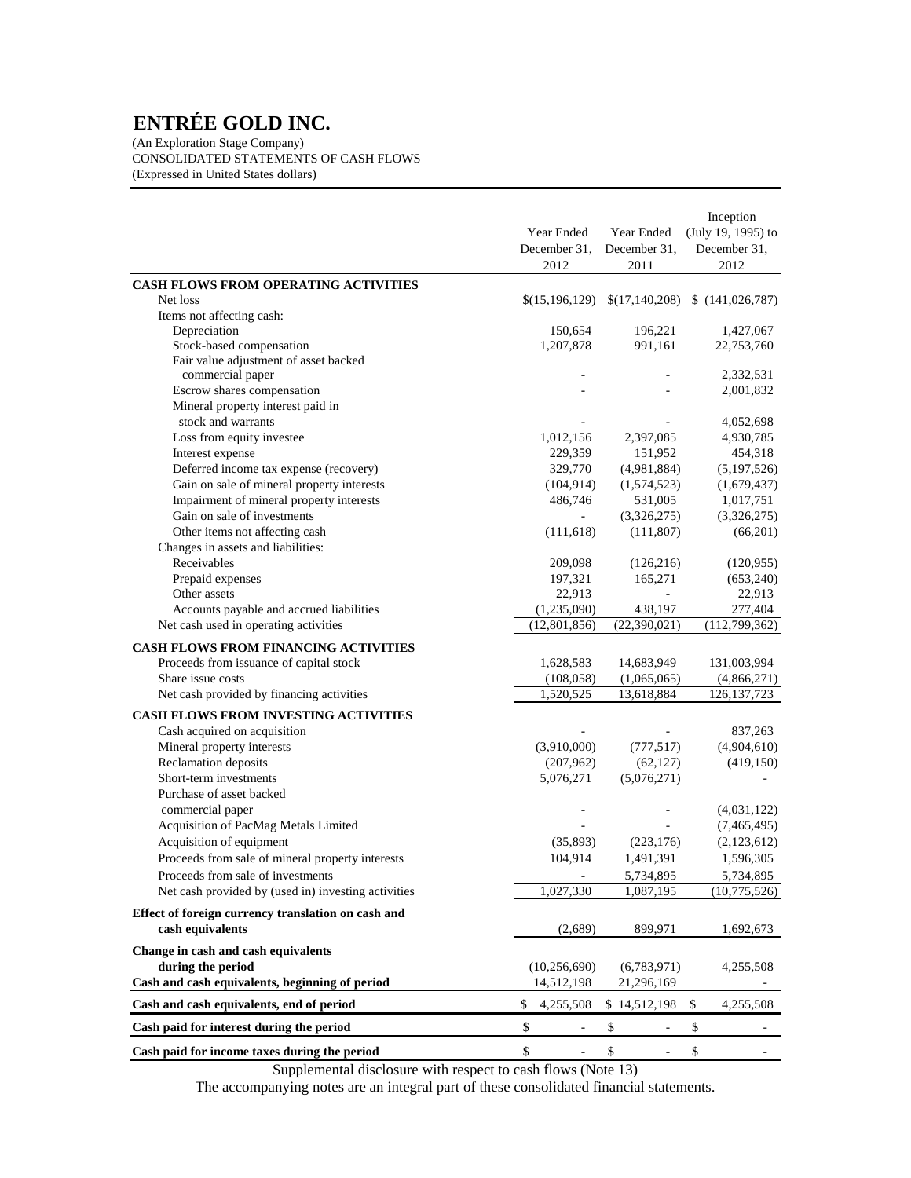# ENTRÉE GOLD INC.

(An Exploration Stage Company)
CONSOLIDATED STATEMENTS OF CASH FLOWS
(Expressed in United States dollars)

| | Year Ended December 31, 2012 | Year Ended December 31, 2011 | Inception (July 19, 1995) to December 31, 2012 |
|---|---|---|---|
| **CASH FLOWS FROM OPERATING ACTIVITIES** | | | |
| Net loss | $(15,196,129) | $(17,140,208) | $ (141,026,787) |
| Items not affecting cash: | | | |
| Depreciation | 150,654 | 196,221 | 1,427,067 |
| Stock-based compensation | 1,207,878 | 991,161 | 22,753,760 |
| Fair value adjustment of asset backed commercial paper | - | - | 2,332,531 |
| Escrow shares compensation | - | - | 2,001,832 |
| Mineral property interest paid in stock and warrants | - | - | 4,052,698 |
| Loss from equity investee | 1,012,156 | 2,397,085 | 4,930,785 |
| Interest expense | 229,359 | 151,952 | 454,318 |
| Deferred income tax expense (recovery) | 329,770 | (4,981,884) | (5,197,526) |
| Gain on sale of mineral property interests | (104,914) | (1,574,523) | (1,679,437) |
| Impairment of mineral property interests | 486,746 | 531,005 | 1,017,751 |
| Gain on sale of investments | - | (3,326,275) | (3,326,275) |
| Other items not affecting cash | (111,618) | (111,807) | (66,201) |
| Changes in assets and liabilities: | | | |
| Receivables | 209,098 | (126,216) | (120,955) |
| Prepaid expenses | 197,321 | 165,271 | (653,240) |
| Other assets | 22,913 | - | 22,913 |
| Accounts payable and accrued liabilities | (1,235,090) | 438,197 | 277,404 |
| Net cash used in operating activities | (12,801,856) | (22,390,021) | (112,799,362) |
| **CASH FLOWS FROM FINANCING ACTIVITIES** | | | |
| Proceeds from issuance of capital stock | 1,628,583 | 14,683,949 | 131,003,994 |
| Share issue costs | (108,058) | (1,065,065) | (4,866,271) |
| Net cash provided by financing activities | 1,520,525 | 13,618,884 | 126,137,723 |
| **CASH FLOWS FROM INVESTING ACTIVITIES** | | | |
| Cash acquired on acquisition | - | - | 837,263 |
| Mineral property interests | (3,910,000) | (777,517) | (4,904,610) |
| Reclamation deposits | (207,962) | (62,127) | (419,150) |
| Short-term investments | 5,076,271 | (5,076,271) | - |
| Purchase of asset backed commercial paper | - | - | (4,031,122) |
| Acquisition of PacMag Metals Limited | - | - | (7,465,495) |
| Acquisition of equipment | (35,893) | (223,176) | (2,123,612) |
| Proceeds from sale of mineral property interests | 104,914 | 1,491,391 | 1,596,305 |
| Proceeds from sale of investments | - | 5,734,895 | 5,734,895 |
| Net cash provided by (used in) investing activities | 1,027,330 | 1,087,195 | (10,775,526) |
| **Effect of foreign currency translation on cash and cash equivalents** | (2,689) | 899,971 | 1,692,673 |
| **Change in cash and cash equivalents during the period** | (10,256,690) | (6,783,971) | 4,255,508 |
| **Cash and cash equivalents, beginning of period** | 14,512,198 | 21,296,169 | - |
| **Cash and cash equivalents, end of period** | $ 4,255,508 | $ 14,512,198 | $ 4,255,508 |
| **Cash paid for interest during the period** | $ - | $ - | $ - |
| **Cash paid for income taxes during the period** | $ - | $ - | $ - |

Supplemental disclosure with respect to cash flows (Note 13)

The accompanying notes are an integral part of these consolidated financial statements.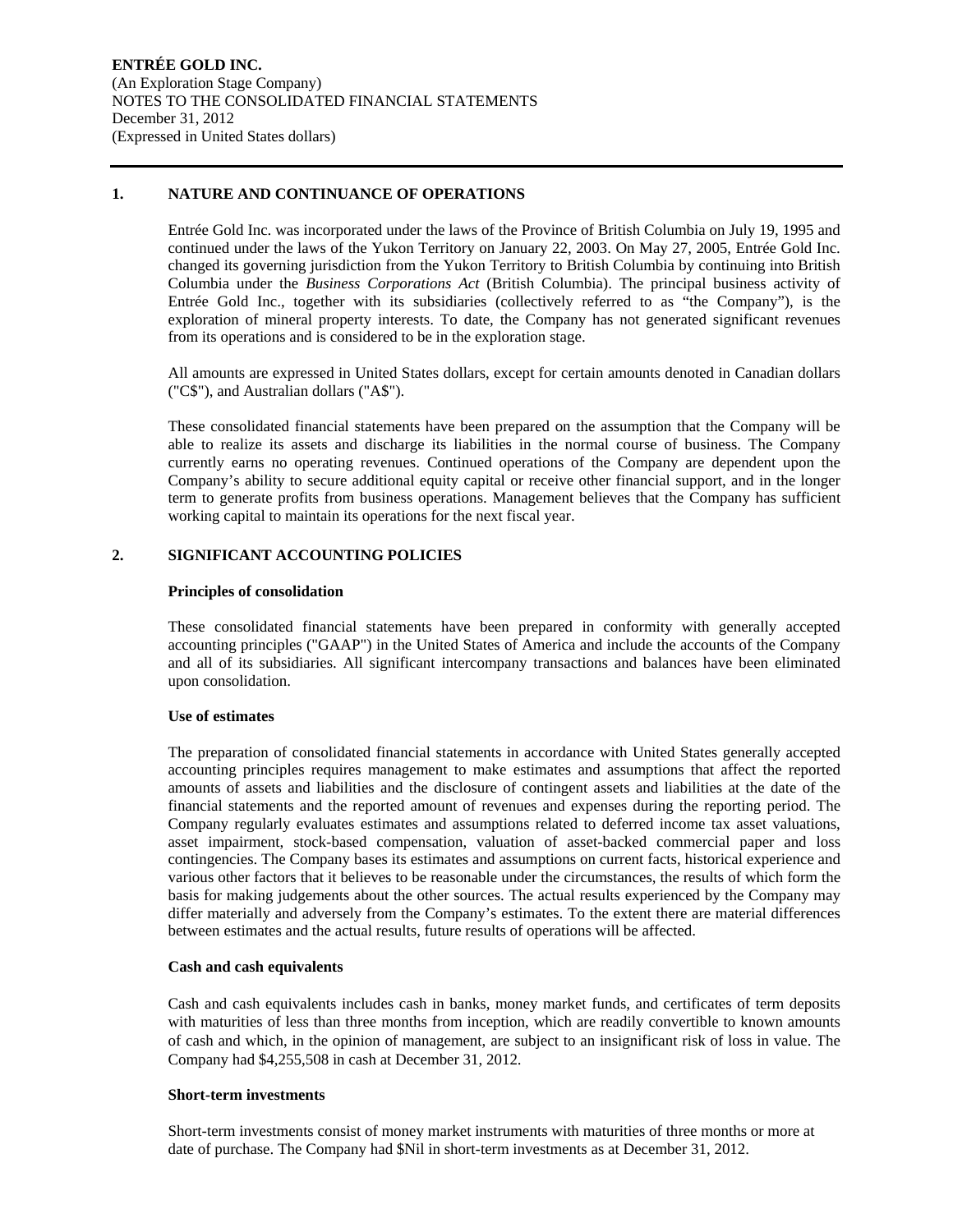**ENTRÉE GOLD INC.**
(An Exploration Stage Company)
NOTES TO THE CONSOLIDATED FINANCIAL STATEMENTS
December 31, 2012
(Expressed in United States dollars)

## 1. NATURE AND CONTINUANCE OF OPERATIONS

Entrée Gold Inc. was incorporated under the laws of the Province of British Columbia on July 19, 1995 and continued under the laws of the Yukon Territory on January 22, 2003. On May 27, 2005, Entrée Gold Inc. changed its governing jurisdiction from the Yukon Territory to British Columbia by continuing into British Columbia under the *Business Corporations Act* (British Columbia). The principal business activity of Entrée Gold Inc., together with its subsidiaries (collectively referred to as "the Company"), is the exploration of mineral property interests. To date, the Company has not generated significant revenues from its operations and is considered to be in the exploration stage.

All amounts are expressed in United States dollars, except for certain amounts denoted in Canadian dollars ("C$"), and Australian dollars ("A$").

These consolidated financial statements have been prepared on the assumption that the Company will be able to realize its assets and discharge its liabilities in the normal course of business. The Company currently earns no operating revenues. Continued operations of the Company are dependent upon the Company's ability to secure additional equity capital or receive other financial support, and in the longer term to generate profits from business operations. Management believes that the Company has sufficient working capital to maintain its operations for the next fiscal year.

## 2. SIGNIFICANT ACCOUNTING POLICIES

### Principles of consolidation

These consolidated financial statements have been prepared in conformity with generally accepted accounting principles ("GAAP") in the United States of America and include the accounts of the Company and all of its subsidiaries. All significant intercompany transactions and balances have been eliminated upon consolidation.

### Use of estimates

The preparation of consolidated financial statements in accordance with United States generally accepted accounting principles requires management to make estimates and assumptions that affect the reported amounts of assets and liabilities and the disclosure of contingent assets and liabilities at the date of the financial statements and the reported amount of revenues and expenses during the reporting period. The Company regularly evaluates estimates and assumptions related to deferred income tax asset valuations, asset impairment, stock-based compensation, valuation of asset-backed commercial paper and loss contingencies. The Company bases its estimates and assumptions on current facts, historical experience and various other factors that it believes to be reasonable under the circumstances, the results of which form the basis for making judgements about the other sources. The actual results experienced by the Company may differ materially and adversely from the Company's estimates. To the extent there are material differences between estimates and the actual results, future results of operations will be affected.

### Cash and cash equivalents

Cash and cash equivalents includes cash in banks, money market funds, and certificates of term deposits with maturities of less than three months from inception, which are readily convertible to known amounts of cash and which, in the opinion of management, are subject to an insignificant risk of loss in value. The Company had $4,255,508 in cash at December 31, 2012.

### Short-term investments

Short-term investments consist of money market instruments with maturities of three months or more at date of purchase. The Company had $Nil in short-term investments as at December 31, 2012.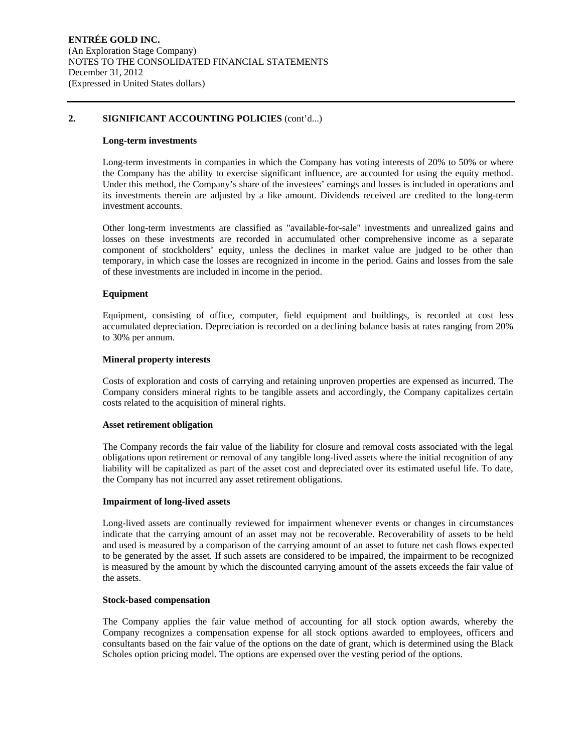## 2. SIGNIFICANT ACCOUNTING POLICIES (cont'd...)

### Long-term investments

Long-term investments in companies in which the Company has voting interests of 20% to 50% or where the Company has the ability to exercise significant influence, are accounted for using the equity method. Under this method, the Company's share of the investees' earnings and losses is included in operations and its investments therein are adjusted by a like amount. Dividends received are credited to the long-term investment accounts.

Other long-term investments are classified as "available-for-sale" investments and unrealized gains and losses on these investments are recorded in accumulated other comprehensive income as a separate component of stockholders' equity, unless the declines in market value are judged to be other than temporary, in which case the losses are recognized in income in the period. Gains and losses from the sale of these investments are included in income in the period.

### Equipment

Equipment, consisting of office, computer, field equipment and buildings, is recorded at cost less accumulated depreciation. Depreciation is recorded on a declining balance basis at rates ranging from 20% to 30% per annum.

### Mineral property interests

Costs of exploration and costs of carrying and retaining unproven properties are expensed as incurred. The Company considers mineral rights to be tangible assets and accordingly, the Company capitalizes certain costs related to the acquisition of mineral rights.

### Asset retirement obligation

The Company records the fair value of the liability for closure and removal costs associated with the legal obligations upon retirement or removal of any tangible long-lived assets where the initial recognition of any liability will be capitalized as part of the asset cost and depreciated over its estimated useful life. To date, the Company has not incurred any asset retirement obligations.

### Impairment of long-lived assets

Long-lived assets are continually reviewed for impairment whenever events or changes in circumstances indicate that the carrying amount of an asset may not be recoverable. Recoverability of assets to be held and used is measured by a comparison of the carrying amount of an asset to future net cash flows expected to be generated by the asset. If such assets are considered to be impaired, the impairment to be recognized is measured by the amount by which the discounted carrying amount of the assets exceeds the fair value of the assets.

### Stock-based compensation

The Company applies the fair value method of accounting for all stock option awards, whereby the Company recognizes a compensation expense for all stock options awarded to employees, officers and consultants based on the fair value of the options on the date of grant, which is determined using the Black Scholes option pricing model. The options are expensed over the vesting period of the options.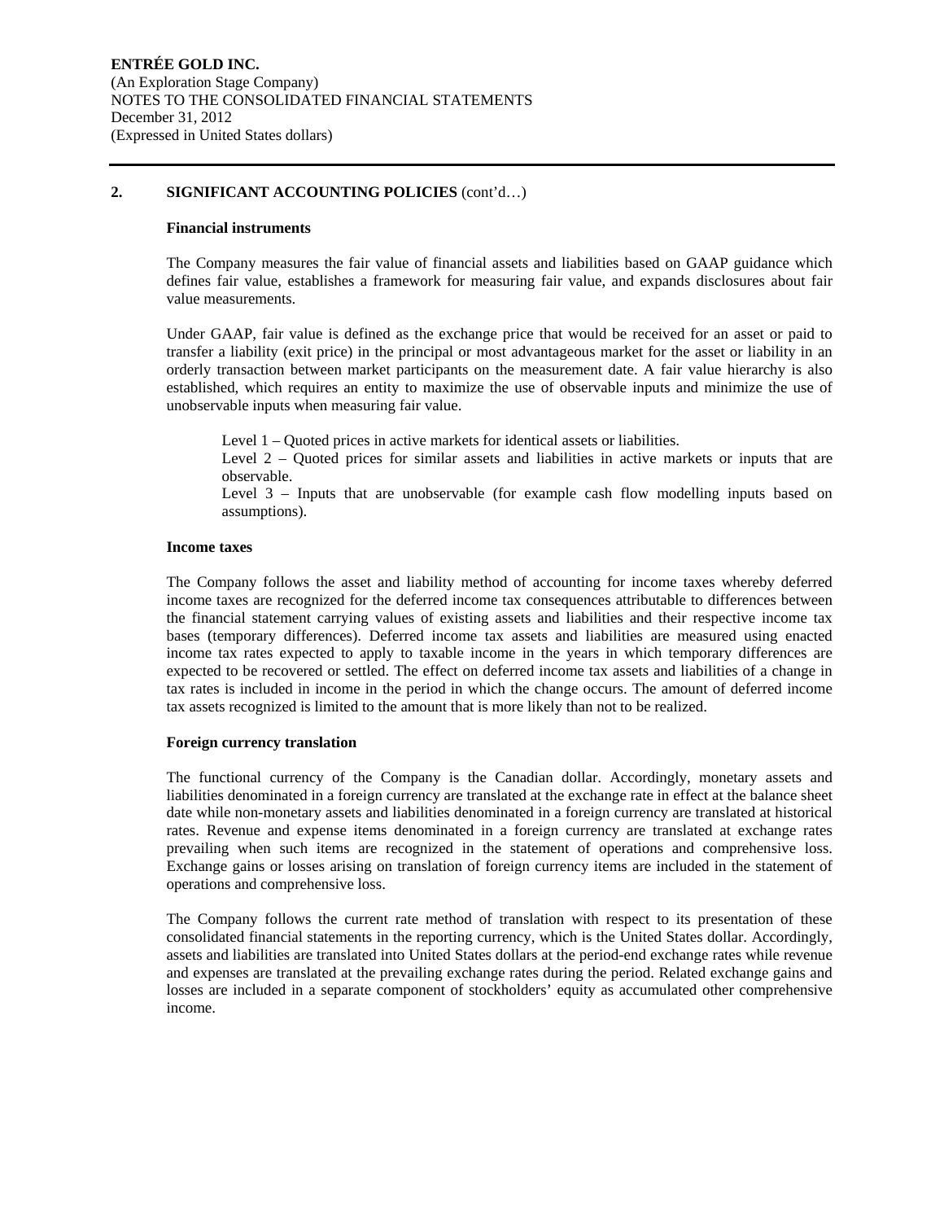## 2. SIGNIFICANT ACCOUNTING POLICIES (cont'd…)

### Financial instruments

The Company measures the fair value of financial assets and liabilities based on GAAP guidance which defines fair value, establishes a framework for measuring fair value, and expands disclosures about fair value measurements.

Under GAAP, fair value is defined as the exchange price that would be received for an asset or paid to transfer a liability (exit price) in the principal or most advantageous market for the asset or liability in an orderly transaction between market participants on the measurement date. A fair value hierarchy is also established, which requires an entity to maximize the use of observable inputs and minimize the use of unobservable inputs when measuring fair value.

Level 1 – Quoted prices in active markets for identical assets or liabilities.
Level 2 – Quoted prices for similar assets and liabilities in active markets or inputs that are observable.
Level 3 – Inputs that are unobservable (for example cash flow modelling inputs based on assumptions).

### Income taxes

The Company follows the asset and liability method of accounting for income taxes whereby deferred income taxes are recognized for the deferred income tax consequences attributable to differences between the financial statement carrying values of existing assets and liabilities and their respective income tax bases (temporary differences). Deferred income tax assets and liabilities are measured using enacted income tax rates expected to apply to taxable income in the years in which temporary differences are expected to be recovered or settled. The effect on deferred income tax assets and liabilities of a change in tax rates is included in income in the period in which the change occurs. The amount of deferred income tax assets recognized is limited to the amount that is more likely than not to be realized.

### Foreign currency translation

The functional currency of the Company is the Canadian dollar. Accordingly, monetary assets and liabilities denominated in a foreign currency are translated at the exchange rate in effect at the balance sheet date while non-monetary assets and liabilities denominated in a foreign currency are translated at historical rates. Revenue and expense items denominated in a foreign currency are translated at exchange rates prevailing when such items are recognized in the statement of operations and comprehensive loss. Exchange gains or losses arising on translation of foreign currency items are included in the statement of operations and comprehensive loss.

The Company follows the current rate method of translation with respect to its presentation of these consolidated financial statements in the reporting currency, which is the United States dollar. Accordingly, assets and liabilities are translated into United States dollars at the period-end exchange rates while revenue and expenses are translated at the prevailing exchange rates during the period. Related exchange gains and losses are included in a separate component of stockholders' equity as accumulated other comprehensive income.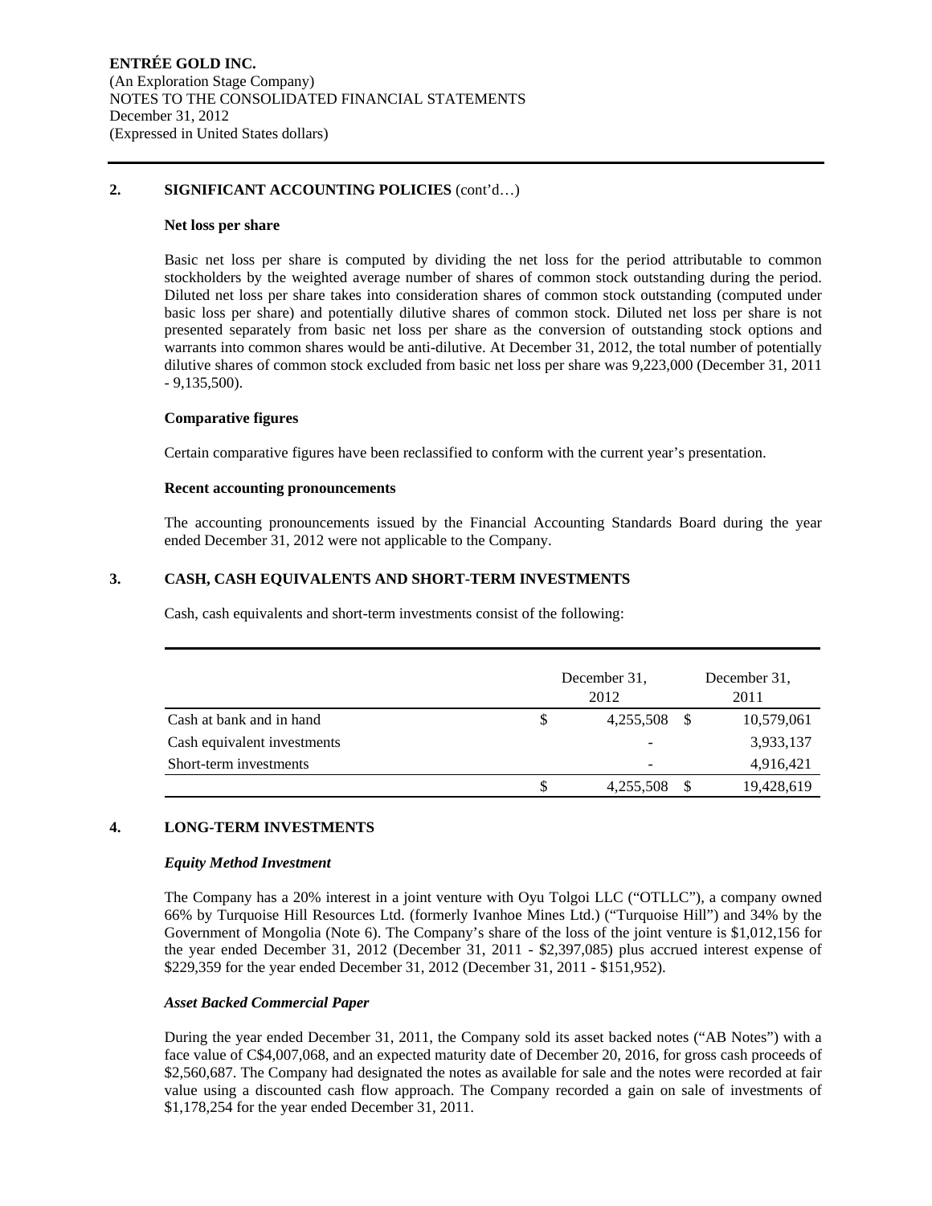## 2. SIGNIFICANT ACCOUNTING POLICIES (cont'd…)

### Net loss per share

Basic net loss per share is computed by dividing the net loss for the period attributable to common stockholders by the weighted average number of shares of common stock outstanding during the period. Diluted net loss per share takes into consideration shares of common stock outstanding (computed under basic loss per share) and potentially dilutive shares of common stock. Diluted net loss per share is not presented separately from basic net loss per share as the conversion of outstanding stock options and warrants into common shares would be anti-dilutive. At December 31, 2012, the total number of potentially dilutive shares of common stock excluded from basic net loss per share was 9,223,000 (December 31, 2011 - 9,135,500).

### Comparative figures

Certain comparative figures have been reclassified to conform with the current year's presentation.

### Recent accounting pronouncements

The accounting pronouncements issued by the Financial Accounting Standards Board during the year ended December 31, 2012 were not applicable to the Company.

## 3. CASH, CASH EQUIVALENTS AND SHORT-TERM INVESTMENTS

Cash, cash equivalents and short-term investments consist of the following:

| | December 31, 2012 | December 31, 2011 |
|---|---|---|
| Cash at bank and in hand | $ 4,255,508 | $ 10,579,061 |
| Cash equivalent investments | - | 3,933,137 |
| Short-term investments | - | 4,916,421 |
| | $ 4,255,508 | $ 19,428,619 |

## 4. LONG-TERM INVESTMENTS

### *Equity Method Investment*

The Company has a 20% interest in a joint venture with Oyu Tolgoi LLC ("OTLLC"), a company owned 66% by Turquoise Hill Resources Ltd. (formerly Ivanhoe Mines Ltd.) ("Turquoise Hill") and 34% by the Government of Mongolia (Note 6). The Company's share of the loss of the joint venture is $1,012,156 for the year ended December 31, 2012 (December 31, 2011 - $2,397,085) plus accrued interest expense of $229,359 for the year ended December 31, 2012 (December 31, 2011 - $151,952).

### *Asset Backed Commercial Paper*

During the year ended December 31, 2011, the Company sold its asset backed notes ("AB Notes") with a face value of C$4,007,068, and an expected maturity date of December 20, 2016, for gross cash proceeds of $2,560,687. The Company had designated the notes as available for sale and the notes were recorded at fair value using a discounted cash flow approach. The Company recorded a gain on sale of investments of $1,178,254 for the year ended December 31, 2011.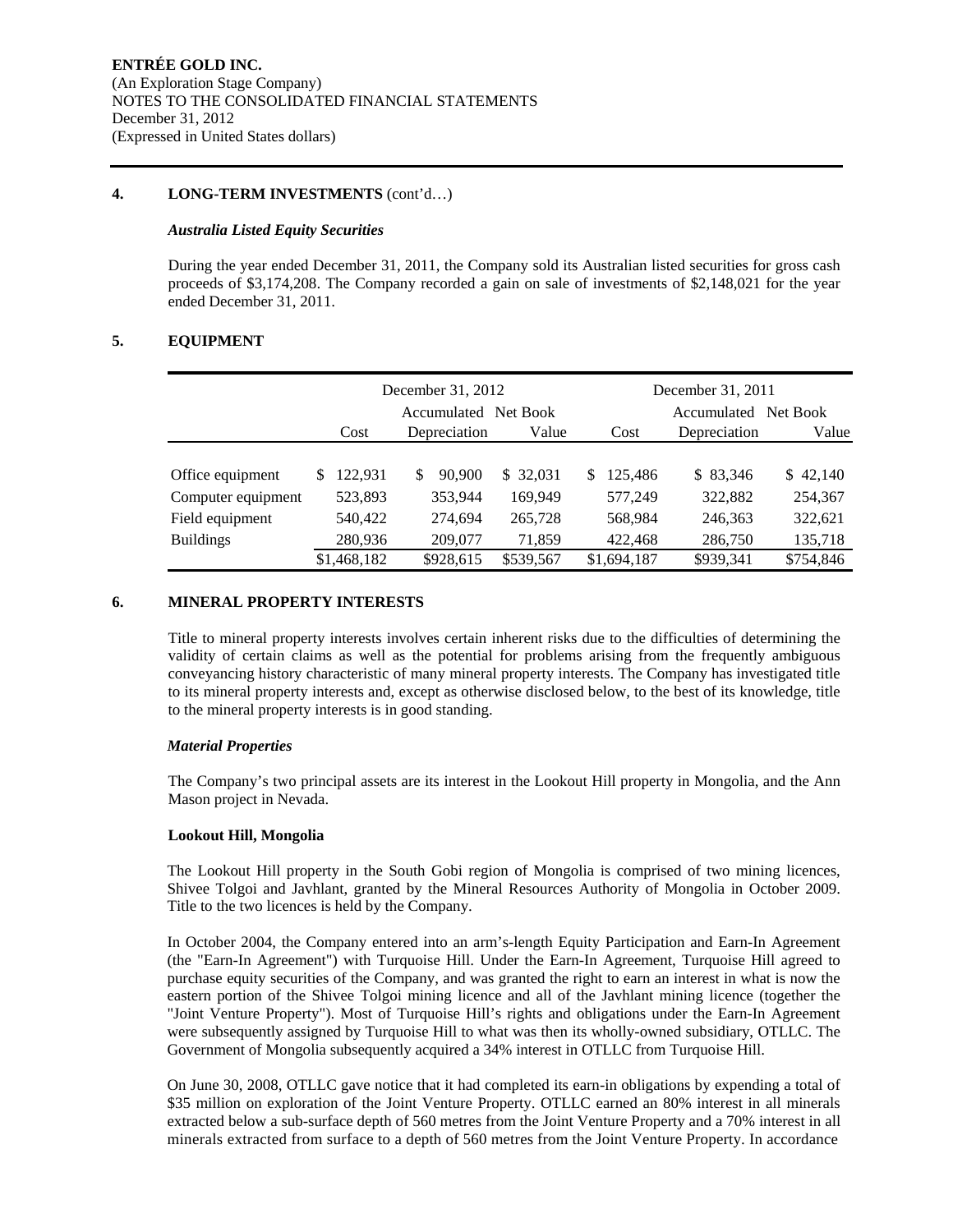**ENTRÉE GOLD INC.**
(An Exploration Stage Company)
NOTES TO THE CONSOLIDATED FINANCIAL STATEMENTS
December 31, 2012
(Expressed in United States dollars)

## 4. LONG-TERM INVESTMENTS (cont'd…)

### *Australia Listed Equity Securities*

During the year ended December 31, 2011, the Company sold its Australian listed securities for gross cash proceeds of $3,174,208. The Company recorded a gain on sale of investments of $2,148,021 for the year ended December 31, 2011.

## 5. EQUIPMENT

| | December 31, 2012 | | | December 31, 2011 | | |
|---|---|---|---|---|---|---|
| | Cost | Accumulated Depreciation | Net Book Value | Cost | Accumulated Depreciation | Net Book Value |
| Office equipment | $ 122,931 | $ 90,900 | $ 32,031 | $ 125,486 | $ 83,346 | $ 42,140 |
| Computer equipment | 523,893 | 353,944 | 169,949 | 577,249 | 322,882 | 254,367 |
| Field equipment | 540,422 | 274,694 | 265,728 | 568,984 | 246,363 | 322,621 |
| Buildings | 280,936 | 209,077 | 71,859 | 422,468 | 286,750 | 135,718 |
| | $1,468,182 | $928,615 | $539,567 | $1,694,187 | $939,341 | $754,846 |

## 6. MINERAL PROPERTY INTERESTS

Title to mineral property interests involves certain inherent risks due to the difficulties of determining the validity of certain claims as well as the potential for problems arising from the frequently ambiguous conveyancing history characteristic of many mineral property interests. The Company has investigated title to its mineral property interests and, except as otherwise disclosed below, to the best of its knowledge, title to the mineral property interests is in good standing.

### *Material Properties*

The Company's two principal assets are its interest in the Lookout Hill property in Mongolia, and the Ann Mason project in Nevada.

**Lookout Hill, Mongolia**

The Lookout Hill property in the South Gobi region of Mongolia is comprised of two mining licences, Shivee Tolgoi and Javhlant, granted by the Mineral Resources Authority of Mongolia in October 2009. Title to the two licences is held by the Company.

In October 2004, the Company entered into an arm's-length Equity Participation and Earn-In Agreement (the "Earn-In Agreement") with Turquoise Hill. Under the Earn-In Agreement, Turquoise Hill agreed to purchase equity securities of the Company, and was granted the right to earn an interest in what is now the eastern portion of the Shivee Tolgoi mining licence and all of the Javhlant mining licence (together the "Joint Venture Property"). Most of Turquoise Hill's rights and obligations under the Earn-In Agreement were subsequently assigned by Turquoise Hill to what was then its wholly-owned subsidiary, OTLLC. The Government of Mongolia subsequently acquired a 34% interest in OTLLC from Turquoise Hill.

On June 30, 2008, OTLLC gave notice that it had completed its earn-in obligations by expending a total of $35 million on exploration of the Joint Venture Property. OTLLC earned an 80% interest in all minerals extracted below a sub-surface depth of 560 metres from the Joint Venture Property and a 70% interest in all minerals extracted from surface to a depth of 560 metres from the Joint Venture Property. In accordance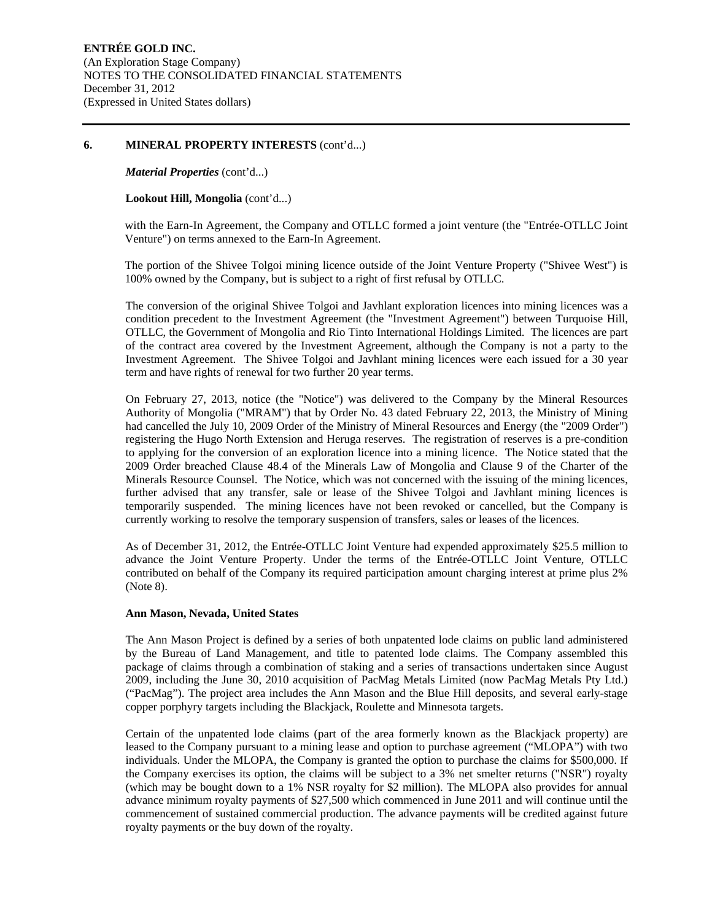## 6. MINERAL PROPERTY INTERESTS (cont'd...)

***Material Properties*** (cont'd...)

**Lookout Hill, Mongolia** (cont'd...)

with the Earn-In Agreement, the Company and OTLLC formed a joint venture (the "Entrée-OTLLC Joint Venture") on terms annexed to the Earn-In Agreement.

The portion of the Shivee Tolgoi mining licence outside of the Joint Venture Property ("Shivee West") is 100% owned by the Company, but is subject to a right of first refusal by OTLLC.

The conversion of the original Shivee Tolgoi and Javhlant exploration licences into mining licences was a condition precedent to the Investment Agreement (the "Investment Agreement") between Turquoise Hill, OTLLC, the Government of Mongolia and Rio Tinto International Holdings Limited. The licences are part of the contract area covered by the Investment Agreement, although the Company is not a party to the Investment Agreement. The Shivee Tolgoi and Javhlant mining licences were each issued for a 30 year term and have rights of renewal for two further 20 year terms.

On February 27, 2013, notice (the "Notice") was delivered to the Company by the Mineral Resources Authority of Mongolia ("MRAM") that by Order No. 43 dated February 22, 2013, the Ministry of Mining had cancelled the July 10, 2009 Order of the Ministry of Mineral Resources and Energy (the "2009 Order") registering the Hugo North Extension and Heruga reserves. The registration of reserves is a pre-condition to applying for the conversion of an exploration licence into a mining licence. The Notice stated that the 2009 Order breached Clause 48.4 of the Minerals Law of Mongolia and Clause 9 of the Charter of the Minerals Resource Counsel. The Notice, which was not concerned with the issuing of the mining licences, further advised that any transfer, sale or lease of the Shivee Tolgoi and Javhlant mining licences is temporarily suspended. The mining licences have not been revoked or cancelled, but the Company is currently working to resolve the temporary suspension of transfers, sales or leases of the licences.

As of December 31, 2012, the Entrée-OTLLC Joint Venture had expended approximately $25.5 million to advance the Joint Venture Property. Under the terms of the Entrée-OTLLC Joint Venture, OTLLC contributed on behalf of the Company its required participation amount charging interest at prime plus 2% (Note 8).

**Ann Mason, Nevada, United States**

The Ann Mason Project is defined by a series of both unpatented lode claims on public land administered by the Bureau of Land Management, and title to patented lode claims. The Company assembled this package of claims through a combination of staking and a series of transactions undertaken since August 2009, including the June 30, 2010 acquisition of PacMag Metals Limited (now PacMag Metals Pty Ltd.) ("PacMag"). The project area includes the Ann Mason and the Blue Hill deposits, and several early-stage copper porphyry targets including the Blackjack, Roulette and Minnesota targets.

Certain of the unpatented lode claims (part of the area formerly known as the Blackjack property) are leased to the Company pursuant to a mining lease and option to purchase agreement ("MLOPA") with two individuals. Under the MLOPA, the Company is granted the option to purchase the claims for $500,000. If the Company exercises its option, the claims will be subject to a 3% net smelter returns ("NSR") royalty (which may be bought down to a 1% NSR royalty for $2 million). The MLOPA also provides for annual advance minimum royalty payments of $27,500 which commenced in June 2011 and will continue until the commencement of sustained commercial production. The advance payments will be credited against future royalty payments or the buy down of the royalty.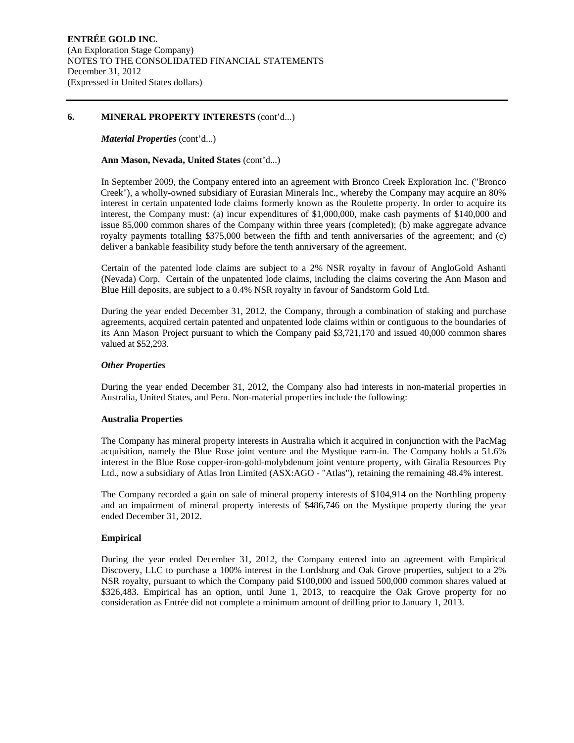## 6. MINERAL PROPERTY INTERESTS (cont'd...)

***Material Properties*** (cont'd...)

**Ann Mason, Nevada, United States** (cont'd...)

In September 2009, the Company entered into an agreement with Bronco Creek Exploration Inc. ("Bronco Creek"), a wholly-owned subsidiary of Eurasian Minerals Inc., whereby the Company may acquire an 80% interest in certain unpatented lode claims formerly known as the Roulette property. In order to acquire its interest, the Company must: (a) incur expenditures of $1,000,000, make cash payments of $140,000 and issue 85,000 common shares of the Company within three years (completed); (b) make aggregate advance royalty payments totalling $375,000 between the fifth and tenth anniversaries of the agreement; and (c) deliver a bankable feasibility study before the tenth anniversary of the agreement.

Certain of the patented lode claims are subject to a 2% NSR royalty in favour of AngloGold Ashanti (Nevada) Corp. Certain of the unpatented lode claims, including the claims covering the Ann Mason and Blue Hill deposits, are subject to a 0.4% NSR royalty in favour of Sandstorm Gold Ltd.

During the year ended December 31, 2012, the Company, through a combination of staking and purchase agreements, acquired certain patented and unpatented lode claims within or contiguous to the boundaries of its Ann Mason Project pursuant to which the Company paid $3,721,170 and issued 40,000 common shares valued at $52,293.

***Other Properties***

During the year ended December 31, 2012, the Company also had interests in non-material properties in Australia, United States, and Peru. Non-material properties include the following:

**Australia Properties**

The Company has mineral property interests in Australia which it acquired in conjunction with the PacMag acquisition, namely the Blue Rose joint venture and the Mystique earn-in. The Company holds a 51.6% interest in the Blue Rose copper-iron-gold-molybdenum joint venture property, with Giralia Resources Pty Ltd., now a subsidiary of Atlas Iron Limited (ASX:AGO - "Atlas"), retaining the remaining 48.4% interest.

The Company recorded a gain on sale of mineral property interests of $104,914 on the Northling property and an impairment of mineral property interests of $486,746 on the Mystique property during the year ended December 31, 2012.

**Empirical**

During the year ended December 31, 2012, the Company entered into an agreement with Empirical Discovery, LLC to purchase a 100% interest in the Lordsburg and Oak Grove properties, subject to a 2% NSR royalty, pursuant to which the Company paid $100,000 and issued 500,000 common shares valued at $326,483. Empirical has an option, until June 1, 2013, to reacquire the Oak Grove property for no consideration as Entrée did not complete a minimum amount of drilling prior to January 1, 2013.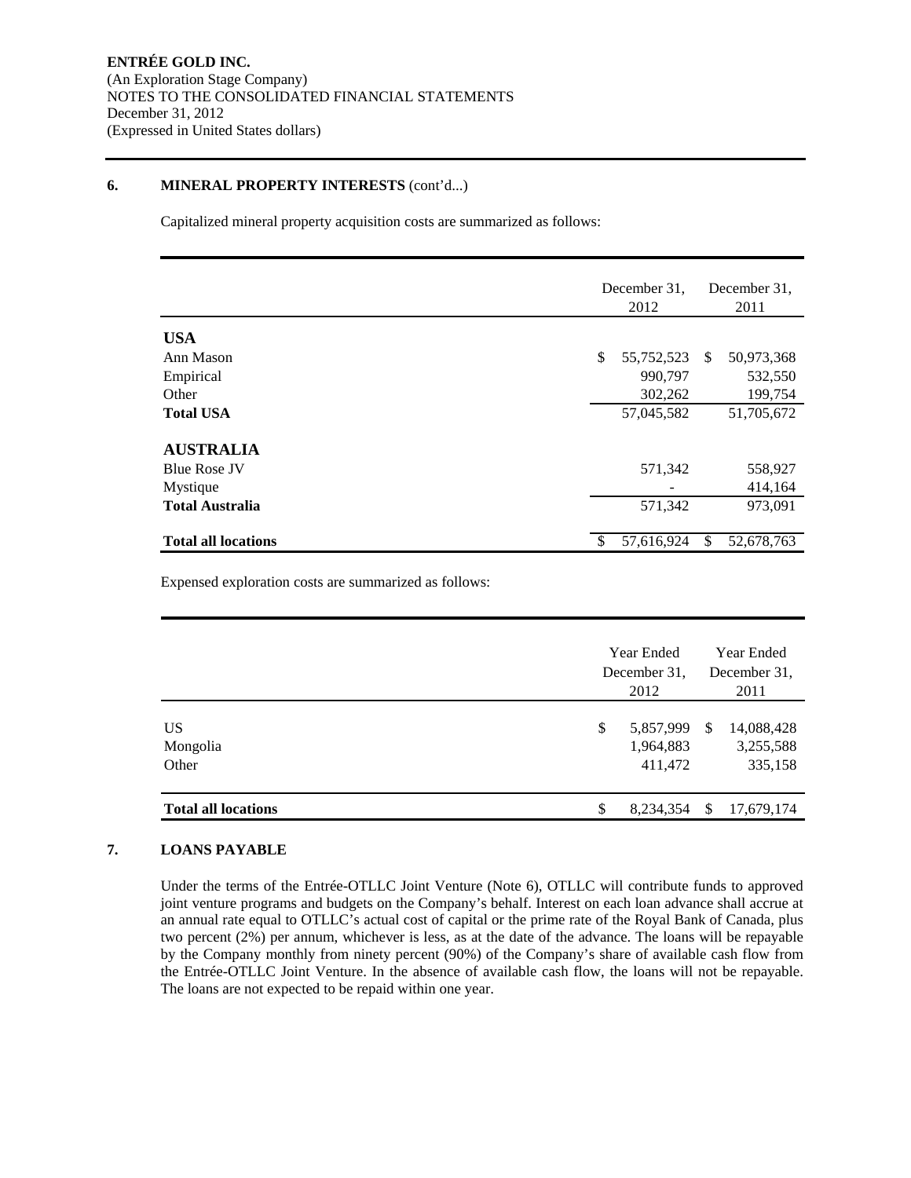## 6. MINERAL PROPERTY INTERESTS (cont'd...)

Capitalized mineral property acquisition costs are summarized as follows:

| | December 31, 2012 | December 31, 2011 |
|---|---|---|
| **USA** | | |
| Ann Mason | $ 55,752,523 | $ 50,973,368 |
| Empirical | 990,797 | 532,550 |
| Other | 302,262 | 199,754 |
| **Total USA** | 57,045,582 | 51,705,672 |
| **AUSTRALIA** | | |
| Blue Rose JV | 571,342 | 558,927 |
| Mystique | - | 414,164 |
| **Total Australia** | 571,342 | 973,091 |
| **Total all locations** | $ 57,616,924 | $ 52,678,763 |

Expensed exploration costs are summarized as follows:

| | Year Ended December 31, 2012 | Year Ended December 31, 2011 |
|---|---|---|
| US | $ 5,857,999 | $ 14,088,428 |
| Mongolia | 1,964,883 | 3,255,588 |
| Other | 411,472 | 335,158 |
| **Total all locations** | $ 8,234,354 | $ 17,679,174 |

## 7. LOANS PAYABLE

Under the terms of the Entrée-OTLLC Joint Venture (Note 6), OTLLC will contribute funds to approved joint venture programs and budgets on the Company's behalf. Interest on each loan advance shall accrue at an annual rate equal to OTLLC's actual cost of capital or the prime rate of the Royal Bank of Canada, plus two percent (2%) per annum, whichever is less, as at the date of the advance. The loans will be repayable by the Company monthly from ninety percent (90%) of the Company's share of available cash flow from the Entrée-OTLLC Joint Venture. In the absence of available cash flow, the loans will not be repayable. The loans are not expected to be repaid within one year.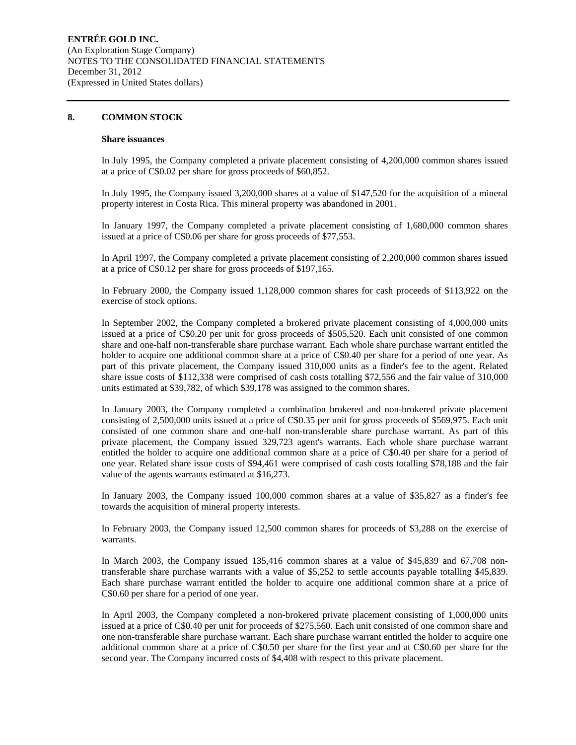## 8. COMMON STOCK

### Share issuances

In July 1995, the Company completed a private placement consisting of 4,200,000 common shares issued at a price of C$0.02 per share for gross proceeds of $60,852.

In July 1995, the Company issued 3,200,000 shares at a value of $147,520 for the acquisition of a mineral property interest in Costa Rica. This mineral property was abandoned in 2001.

In January 1997, the Company completed a private placement consisting of 1,680,000 common shares issued at a price of C$0.06 per share for gross proceeds of $77,553.

In April 1997, the Company completed a private placement consisting of 2,200,000 common shares issued at a price of C$0.12 per share for gross proceeds of $197,165.

In February 2000, the Company issued 1,128,000 common shares for cash proceeds of $113,922 on the exercise of stock options.

In September 2002, the Company completed a brokered private placement consisting of 4,000,000 units issued at a price of C$0.20 per unit for gross proceeds of $505,520. Each unit consisted of one common share and one-half non-transferable share purchase warrant. Each whole share purchase warrant entitled the holder to acquire one additional common share at a price of C$0.40 per share for a period of one year. As part of this private placement, the Company issued 310,000 units as a finder's fee to the agent. Related share issue costs of $112,338 were comprised of cash costs totalling $72,556 and the fair value of 310,000 units estimated at $39,782, of which $39,178 was assigned to the common shares.

In January 2003, the Company completed a combination brokered and non-brokered private placement consisting of 2,500,000 units issued at a price of C$0.35 per unit for gross proceeds of $569,975. Each unit consisted of one common share and one-half non-transferable share purchase warrant. As part of this private placement, the Company issued 329,723 agent's warrants. Each whole share purchase warrant entitled the holder to acquire one additional common share at a price of C$0.40 per share for a period of one year. Related share issue costs of $94,461 were comprised of cash costs totalling $78,188 and the fair value of the agents warrants estimated at $16,273.

In January 2003, the Company issued 100,000 common shares at a value of $35,827 as a finder's fee towards the acquisition of mineral property interests.

In February 2003, the Company issued 12,500 common shares for proceeds of $3,288 on the exercise of warrants.

In March 2003, the Company issued 135,416 common shares at a value of $45,839 and 67,708 non-transferable share purchase warrants with a value of $5,252 to settle accounts payable totalling $45,839. Each share purchase warrant entitled the holder to acquire one additional common share at a price of C$0.60 per share for a period of one year.

In April 2003, the Company completed a non-brokered private placement consisting of 1,000,000 units issued at a price of C$0.40 per unit for proceeds of $275,560. Each unit consisted of one common share and one non-transferable share purchase warrant. Each share purchase warrant entitled the holder to acquire one additional common share at a price of C$0.50 per share for the first year and at C$0.60 per share for the second year. The Company incurred costs of $4,408 with respect to this private placement.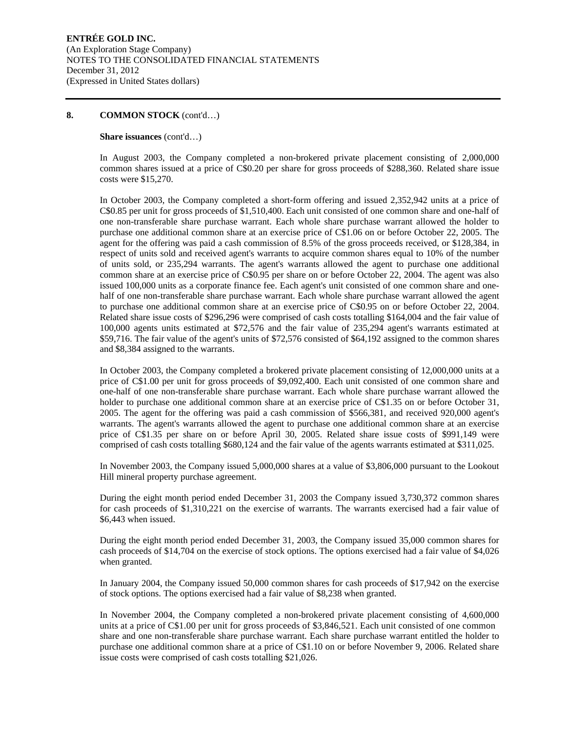## 8. COMMON STOCK (cont'd…)

**Share issuances** (cont'd…)

In August 2003, the Company completed a non-brokered private placement consisting of 2,000,000 common shares issued at a price of C$0.20 per share for gross proceeds of $288,360. Related share issue costs were $15,270.

In October 2003, the Company completed a short-form offering and issued 2,352,942 units at a price of C$0.85 per unit for gross proceeds of $1,510,400. Each unit consisted of one common share and one-half of one non-transferable share purchase warrant. Each whole share purchase warrant allowed the holder to purchase one additional common share at an exercise price of C$1.06 on or before October 22, 2005. The agent for the offering was paid a cash commission of 8.5% of the gross proceeds received, or $128,384, in respect of units sold and received agent's warrants to acquire common shares equal to 10% of the number of units sold, or 235,294 warrants. The agent's warrants allowed the agent to purchase one additional common share at an exercise price of C$0.95 per share on or before October 22, 2004. The agent was also issued 100,000 units as a corporate finance fee. Each agent's unit consisted of one common share and one-half of one non-transferable share purchase warrant. Each whole share purchase warrant allowed the agent to purchase one additional common share at an exercise price of C$0.95 on or before October 22, 2004. Related share issue costs of $296,296 were comprised of cash costs totalling $164,004 and the fair value of 100,000 agents units estimated at $72,576 and the fair value of 235,294 agent's warrants estimated at $59,716. The fair value of the agent's units of $72,576 consisted of $64,192 assigned to the common shares and $8,384 assigned to the warrants.

In October 2003, the Company completed a brokered private placement consisting of 12,000,000 units at a price of C$1.00 per unit for gross proceeds of $9,092,400. Each unit consisted of one common share and one-half of one non-transferable share purchase warrant. Each whole share purchase warrant allowed the holder to purchase one additional common share at an exercise price of C$1.35 on or before October 31, 2005. The agent for the offering was paid a cash commission of $566,381, and received 920,000 agent's warrants. The agent's warrants allowed the agent to purchase one additional common share at an exercise price of C$1.35 per share on or before April 30, 2005. Related share issue costs of $991,149 were comprised of cash costs totalling $680,124 and the fair value of the agents warrants estimated at $311,025.

In November 2003, the Company issued 5,000,000 shares at a value of $3,806,000 pursuant to the Lookout Hill mineral property purchase agreement.

During the eight month period ended December 31, 2003 the Company issued 3,730,372 common shares for cash proceeds of $1,310,221 on the exercise of warrants. The warrants exercised had a fair value of $6,443 when issued.

During the eight month period ended December 31, 2003, the Company issued 35,000 common shares for cash proceeds of $14,704 on the exercise of stock options. The options exercised had a fair value of $4,026 when granted.

In January 2004, the Company issued 50,000 common shares for cash proceeds of $17,942 on the exercise of stock options. The options exercised had a fair value of $8,238 when granted.

In November 2004, the Company completed a non-brokered private placement consisting of 4,600,000 units at a price of C$1.00 per unit for gross proceeds of $3,846,521. Each unit consisted of one common share and one non-transferable share purchase warrant. Each share purchase warrant entitled the holder to purchase one additional common share at a price of C$1.10 on or before November 9, 2006. Related share issue costs were comprised of cash costs totalling $21,026.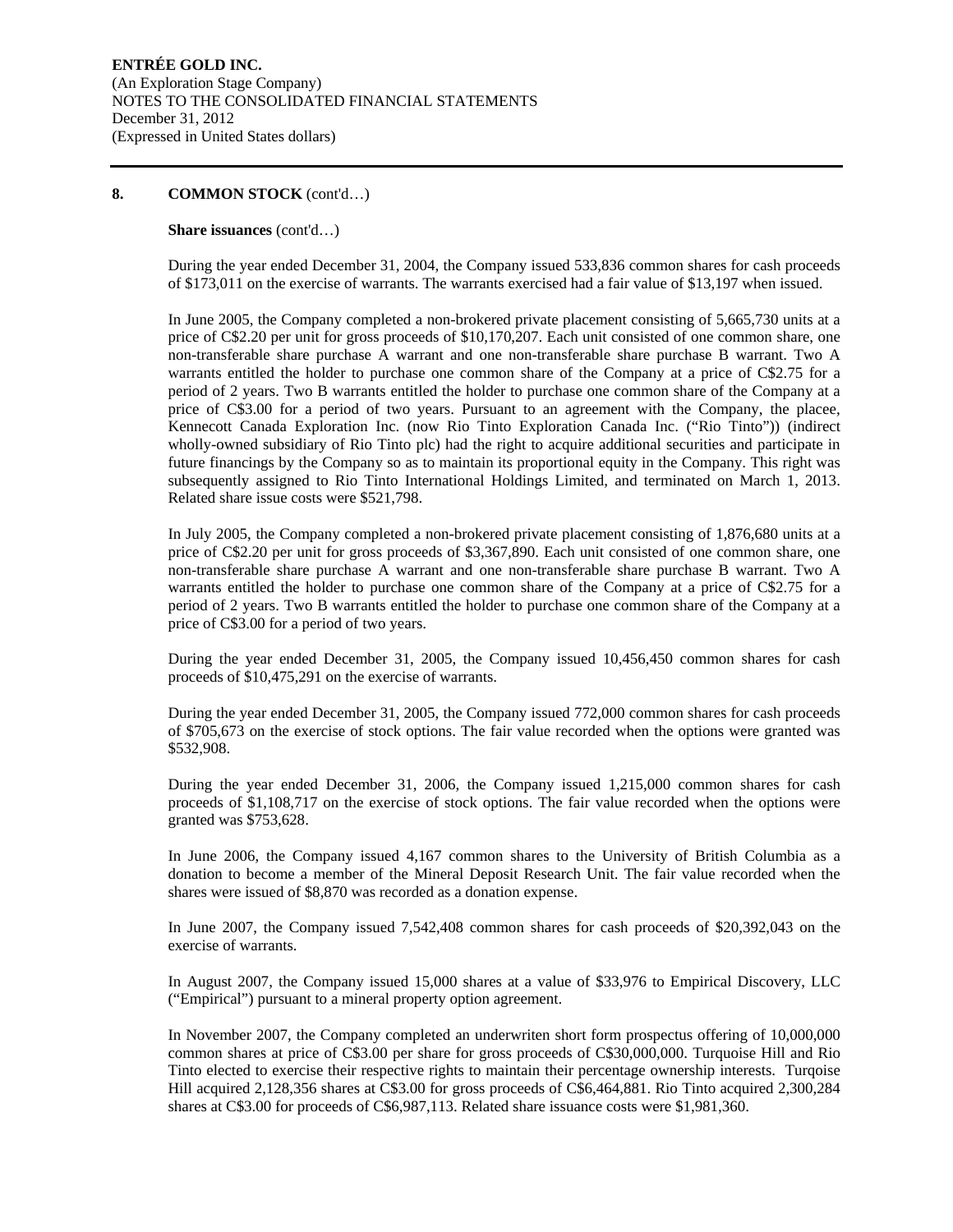## 8. COMMON STOCK (cont'd…)

**Share issuances** (cont'd…)

During the year ended December 31, 2004, the Company issued 533,836 common shares for cash proceeds of $173,011 on the exercise of warrants. The warrants exercised had a fair value of $13,197 when issued.

In June 2005, the Company completed a non-brokered private placement consisting of 5,665,730 units at a price of C$2.20 per unit for gross proceeds of $10,170,207. Each unit consisted of one common share, one non-transferable share purchase A warrant and one non-transferable share purchase B warrant. Two A warrants entitled the holder to purchase one common share of the Company at a price of C$2.75 for a period of 2 years. Two B warrants entitled the holder to purchase one common share of the Company at a price of C$3.00 for a period of two years. Pursuant to an agreement with the Company, the placee, Kennecott Canada Exploration Inc. (now Rio Tinto Exploration Canada Inc. ("Rio Tinto")) (indirect wholly-owned subsidiary of Rio Tinto plc) had the right to acquire additional securities and participate in future financings by the Company so as to maintain its proportional equity in the Company. This right was subsequently assigned to Rio Tinto International Holdings Limited, and terminated on March 1, 2013. Related share issue costs were $521,798.

In July 2005, the Company completed a non-brokered private placement consisting of 1,876,680 units at a price of C$2.20 per unit for gross proceeds of $3,367,890. Each unit consisted of one common share, one non-transferable share purchase A warrant and one non-transferable share purchase B warrant. Two A warrants entitled the holder to purchase one common share of the Company at a price of C$2.75 for a period of 2 years. Two B warrants entitled the holder to purchase one common share of the Company at a price of C$3.00 for a period of two years.

During the year ended December 31, 2005, the Company issued 10,456,450 common shares for cash proceeds of $10,475,291 on the exercise of warrants.

During the year ended December 31, 2005, the Company issued 772,000 common shares for cash proceeds of $705,673 on the exercise of stock options. The fair value recorded when the options were granted was $532,908.

During the year ended December 31, 2006, the Company issued 1,215,000 common shares for cash proceeds of $1,108,717 on the exercise of stock options. The fair value recorded when the options were granted was $753,628.

In June 2006, the Company issued 4,167 common shares to the University of British Columbia as a donation to become a member of the Mineral Deposit Research Unit. The fair value recorded when the shares were issued of $8,870 was recorded as a donation expense.

In June 2007, the Company issued 7,542,408 common shares for cash proceeds of $20,392,043 on the exercise of warrants.

In August 2007, the Company issued 15,000 shares at a value of $33,976 to Empirical Discovery, LLC ("Empirical") pursuant to a mineral property option agreement.

In November 2007, the Company completed an underwriten short form prospectus offering of 10,000,000 common shares at price of C$3.00 per share for gross proceeds of C$30,000,000. Turquoise Hill and Rio Tinto elected to exercise their respective rights to maintain their percentage ownership interests. Turqoise Hill acquired 2,128,356 shares at C$3.00 for gross proceeds of C$6,464,881. Rio Tinto acquired 2,300,284 shares at C$3.00 for proceeds of C$6,987,113. Related share issuance costs were $1,981,360.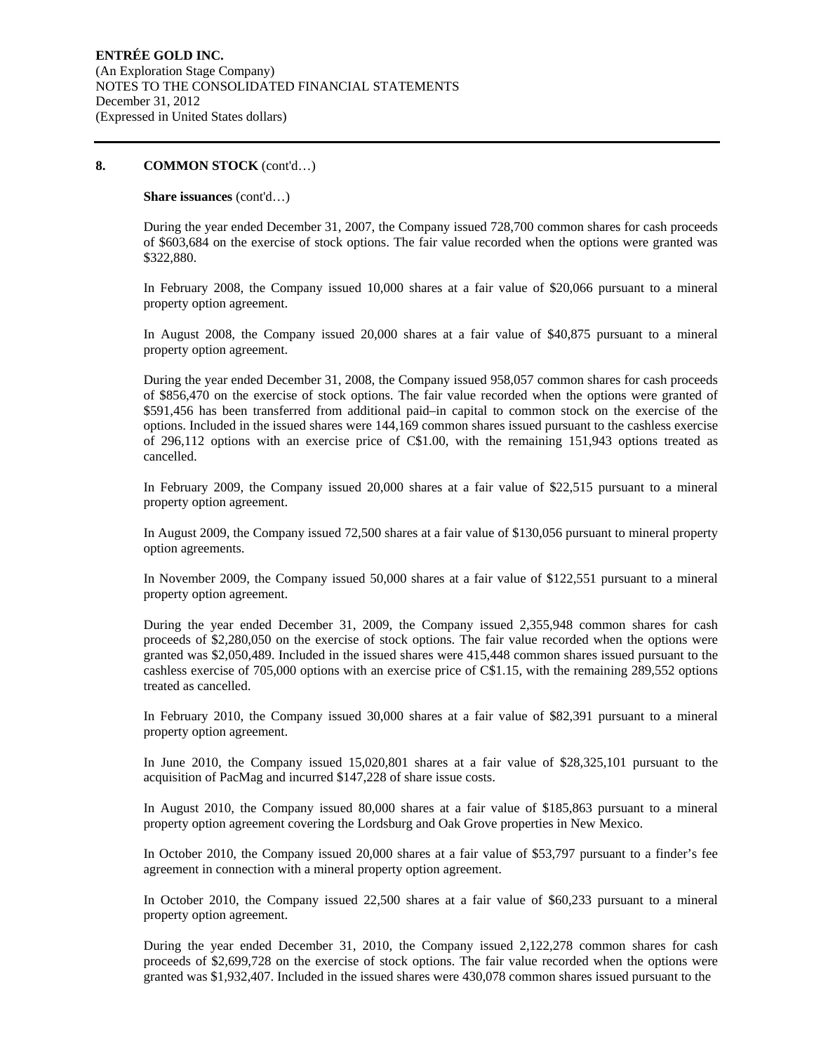## 8. COMMON STOCK (cont'd…)

**Share issuances** (cont'd…)

During the year ended December 31, 2007, the Company issued 728,700 common shares for cash proceeds of $603,684 on the exercise of stock options. The fair value recorded when the options were granted was $322,880.

In February 2008, the Company issued 10,000 shares at a fair value of $20,066 pursuant to a mineral property option agreement.

In August 2008, the Company issued 20,000 shares at a fair value of $40,875 pursuant to a mineral property option agreement.

During the year ended December 31, 2008, the Company issued 958,057 common shares for cash proceeds of $856,470 on the exercise of stock options. The fair value recorded when the options were granted of $591,456 has been transferred from additional paid–in capital to common stock on the exercise of the options. Included in the issued shares were 144,169 common shares issued pursuant to the cashless exercise of 296,112 options with an exercise price of C$1.00, with the remaining 151,943 options treated as cancelled.

In February 2009, the Company issued 20,000 shares at a fair value of $22,515 pursuant to a mineral property option agreement.

In August 2009, the Company issued 72,500 shares at a fair value of $130,056 pursuant to mineral property option agreements.

In November 2009, the Company issued 50,000 shares at a fair value of $122,551 pursuant to a mineral property option agreement.

During the year ended December 31, 2009, the Company issued 2,355,948 common shares for cash proceeds of $2,280,050 on the exercise of stock options. The fair value recorded when the options were granted was $2,050,489. Included in the issued shares were 415,448 common shares issued pursuant to the cashless exercise of 705,000 options with an exercise price of C$1.15, with the remaining 289,552 options treated as cancelled.

In February 2010, the Company issued 30,000 shares at a fair value of $82,391 pursuant to a mineral property option agreement.

In June 2010, the Company issued 15,020,801 shares at a fair value of $28,325,101 pursuant to the acquisition of PacMag and incurred $147,228 of share issue costs.

In August 2010, the Company issued 80,000 shares at a fair value of $185,863 pursuant to a mineral property option agreement covering the Lordsburg and Oak Grove properties in New Mexico.

In October 2010, the Company issued 20,000 shares at a fair value of $53,797 pursuant to a finder's fee agreement in connection with a mineral property option agreement.

In October 2010, the Company issued 22,500 shares at a fair value of $60,233 pursuant to a mineral property option agreement.

During the year ended December 31, 2010, the Company issued 2,122,278 common shares for cash proceeds of $2,699,728 on the exercise of stock options. The fair value recorded when the options were granted was $1,932,407. Included in the issued shares were 430,078 common shares issued pursuant to the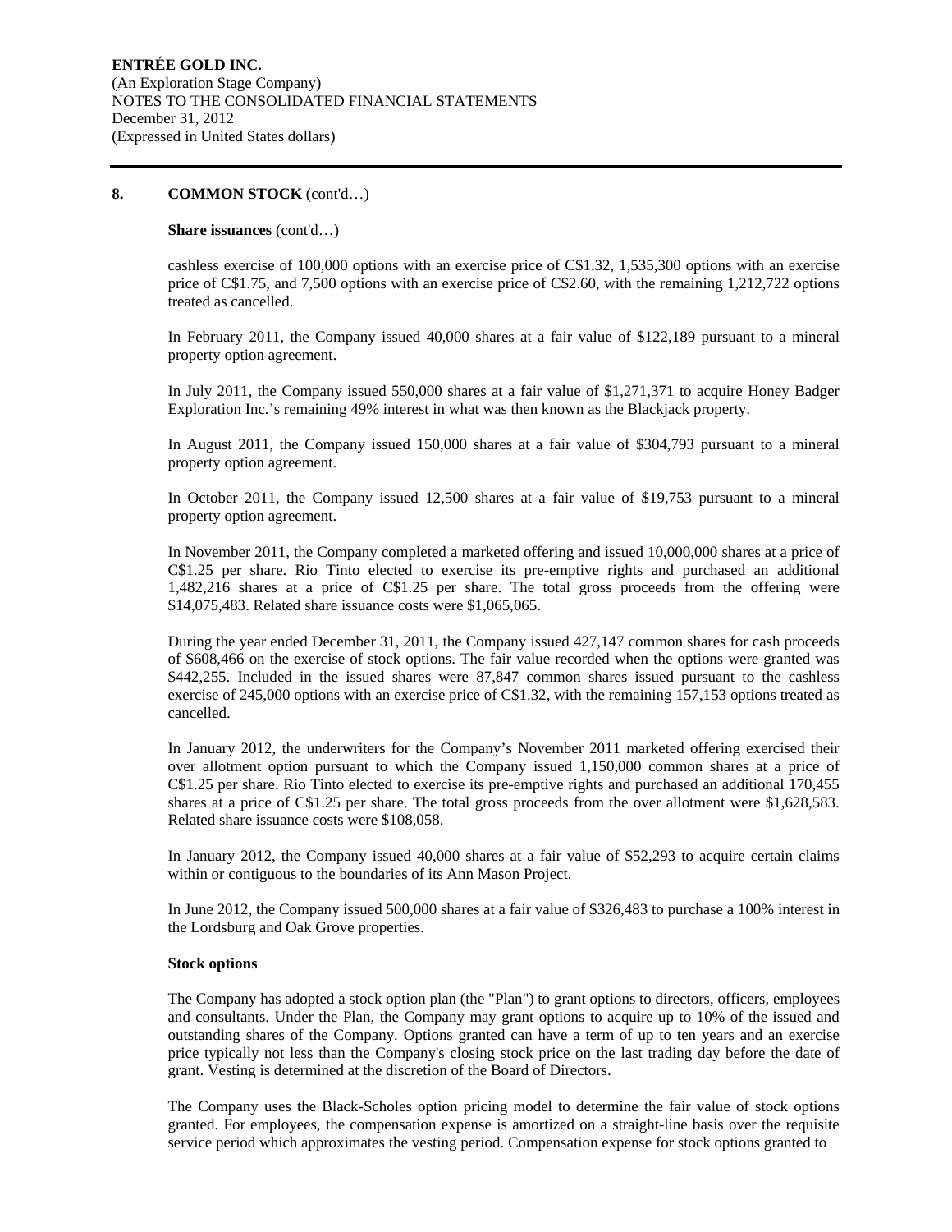## 8. COMMON STOCK (cont'd…)

**Share issuances** (cont'd…)

cashless exercise of 100,000 options with an exercise price of C$1.32, 1,535,300 options with an exercise price of C$1.75, and 7,500 options with an exercise price of C$2.60, with the remaining 1,212,722 options treated as cancelled.

In February 2011, the Company issued 40,000 shares at a fair value of $122,189 pursuant to a mineral property option agreement.

In July 2011, the Company issued 550,000 shares at a fair value of $1,271,371 to acquire Honey Badger Exploration Inc.'s remaining 49% interest in what was then known as the Blackjack property.

In August 2011, the Company issued 150,000 shares at a fair value of $304,793 pursuant to a mineral property option agreement.

In October 2011, the Company issued 12,500 shares at a fair value of $19,753 pursuant to a mineral property option agreement.

In November 2011, the Company completed a marketed offering and issued 10,000,000 shares at a price of C$1.25 per share. Rio Tinto elected to exercise its pre-emptive rights and purchased an additional 1,482,216 shares at a price of C$1.25 per share. The total gross proceeds from the offering were $14,075,483. Related share issuance costs were $1,065,065.

During the year ended December 31, 2011, the Company issued 427,147 common shares for cash proceeds of $608,466 on the exercise of stock options. The fair value recorded when the options were granted was $442,255. Included in the issued shares were 87,847 common shares issued pursuant to the cashless exercise of 245,000 options with an exercise price of C$1.32, with the remaining 157,153 options treated as cancelled.

In January 2012, the underwriters for the Company's November 2011 marketed offering exercised their over allotment option pursuant to which the Company issued 1,150,000 common shares at a price of C$1.25 per share. Rio Tinto elected to exercise its pre-emptive rights and purchased an additional 170,455 shares at a price of C$1.25 per share. The total gross proceeds from the over allotment were $1,628,583. Related share issuance costs were $108,058.

In January 2012, the Company issued 40,000 shares at a fair value of $52,293 to acquire certain claims within or contiguous to the boundaries of its Ann Mason Project.

In June 2012, the Company issued 500,000 shares at a fair value of $326,483 to purchase a 100% interest in the Lordsburg and Oak Grove properties.

**Stock options**

The Company has adopted a stock option plan (the "Plan") to grant options to directors, officers, employees and consultants. Under the Plan, the Company may grant options to acquire up to 10% of the issued and outstanding shares of the Company. Options granted can have a term of up to ten years and an exercise price typically not less than the Company's closing stock price on the last trading day before the date of grant. Vesting is determined at the discretion of the Board of Directors.

The Company uses the Black-Scholes option pricing model to determine the fair value of stock options granted. For employees, the compensation expense is amortized on a straight-line basis over the requisite service period which approximates the vesting period. Compensation expense for stock options granted to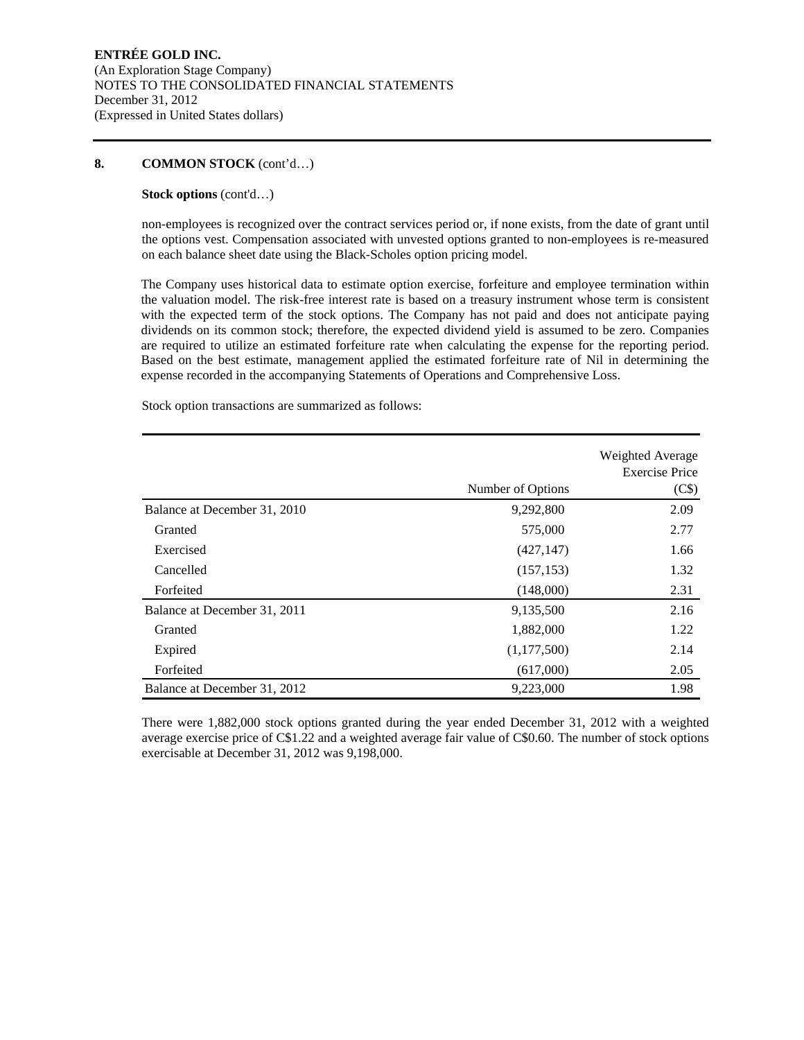## 8. COMMON STOCK (cont'd…)

**Stock options** (cont'd…)

non-employees is recognized over the contract services period or, if none exists, from the date of grant until the options vest. Compensation associated with unvested options granted to non-employees is re-measured on each balance sheet date using the Black-Scholes option pricing model.

The Company uses historical data to estimate option exercise, forfeiture and employee termination within the valuation model. The risk-free interest rate is based on a treasury instrument whose term is consistent with the expected term of the stock options. The Company has not paid and does not anticipate paying dividends on its common stock; therefore, the expected dividend yield is assumed to be zero. Companies are required to utilize an estimated forfeiture rate when calculating the expense for the reporting period. Based on the best estimate, management applied the estimated forfeiture rate of Nil in determining the expense recorded in the accompanying Statements of Operations and Comprehensive Loss.

Stock option transactions are summarized as follows:

| | Number of Options | Weighted Average Exercise Price (C$) |
|---|---|---|
| Balance at December 31, 2010 | 9,292,800 | 2.09 |
| Granted | 575,000 | 2.77 |
| Exercised | (427,147) | 1.66 |
| Cancelled | (157,153) | 1.32 |
| Forfeited | (148,000) | 2.31 |
| Balance at December 31, 2011 | 9,135,500 | 2.16 |
| Granted | 1,882,000 | 1.22 |
| Expired | (1,177,500) | 2.14 |
| Forfeited | (617,000) | 2.05 |
| Balance at December 31, 2012 | 9,223,000 | 1.98 |

There were 1,882,000 stock options granted during the year ended December 31, 2012 with a weighted average exercise price of C$1.22 and a weighted average fair value of C$0.60. The number of stock options exercisable at December 31, 2012 was 9,198,000.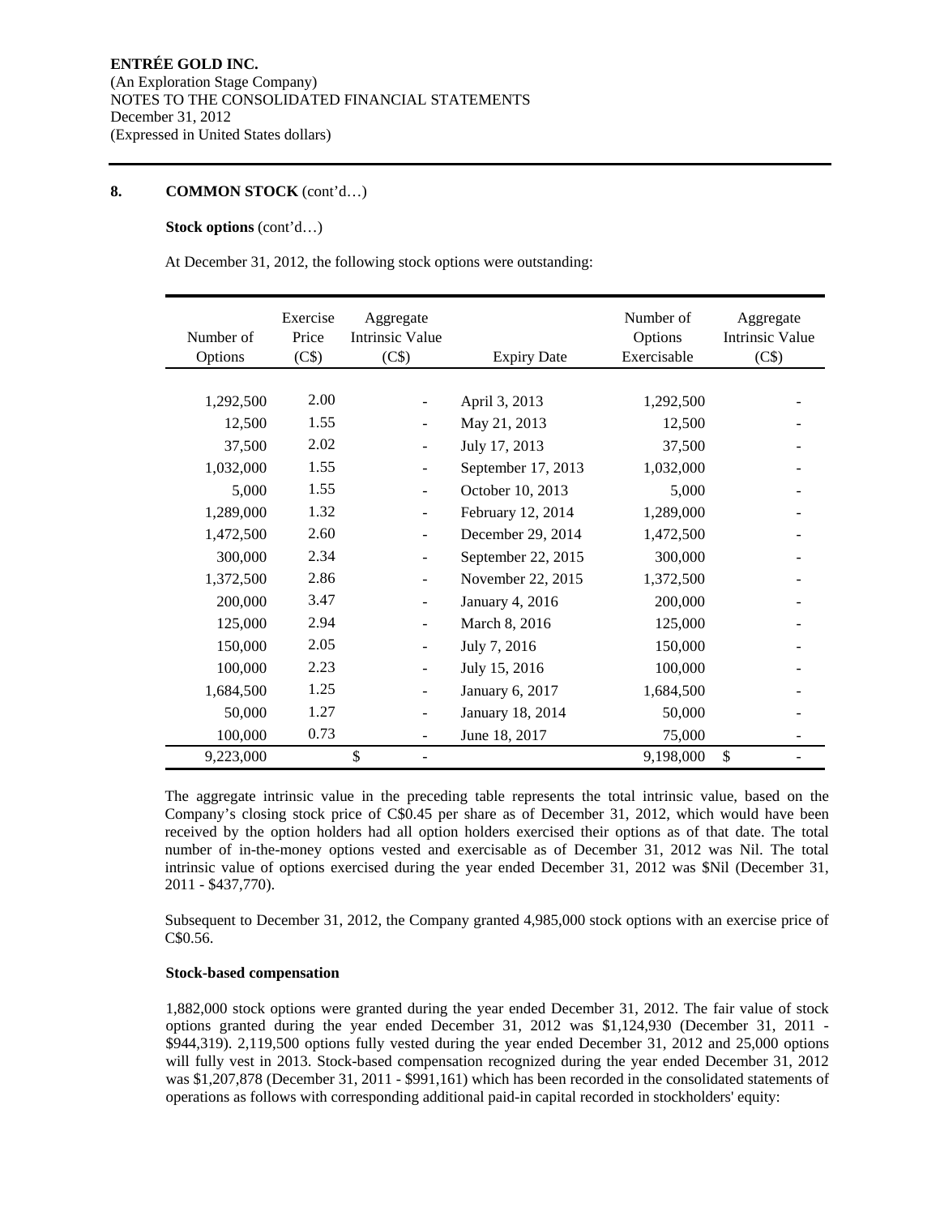**ENTRÉE GOLD INC.**
(An Exploration Stage Company)
NOTES TO THE CONSOLIDATED FINANCIAL STATEMENTS
December 31, 2012
(Expressed in United States dollars)

## 8. COMMON STOCK (cont'd…)

**Stock options** (cont'd…)

At December 31, 2012, the following stock options were outstanding:

| Number of Options | Exercise Price (C$) | Aggregate Intrinsic Value (C$) | Expiry Date | Number of Options Exercisable | Aggregate Intrinsic Value (C$) |
|---|---|---|---|---|---|
| 1,292,500 | 2.00 | - | April 3, 2013 | 1,292,500 | - |
| 12,500 | 1.55 | - | May 21, 2013 | 12,500 | - |
| 37,500 | 2.02 | - | July 17, 2013 | 37,500 | - |
| 1,032,000 | 1.55 | - | September 17, 2013 | 1,032,000 | - |
| 5,000 | 1.55 | - | October 10, 2013 | 5,000 | - |
| 1,289,000 | 1.32 | - | February 12, 2014 | 1,289,000 | - |
| 1,472,500 | 2.60 | - | December 29, 2014 | 1,472,500 | - |
| 300,000 | 2.34 | - | September 22, 2015 | 300,000 | - |
| 1,372,500 | 2.86 | - | November 22, 2015 | 1,372,500 | - |
| 200,000 | 3.47 | - | January 4, 2016 | 200,000 | - |
| 125,000 | 2.94 | - | March 8, 2016 | 125,000 | - |
| 150,000 | 2.05 | - | July 7, 2016 | 150,000 | - |
| 100,000 | 2.23 | - | July 15, 2016 | 100,000 | - |
| 1,684,500 | 1.25 | - | January 6, 2017 | 1,684,500 | - |
| 50,000 | 1.27 | - | January 18, 2014 | 50,000 | - |
| 100,000 | 0.73 | - | June 18, 2017 | 75,000 | - |
| 9,223,000 | | $ - | | 9,198,000 | $ - |

The aggregate intrinsic value in the preceding table represents the total intrinsic value, based on the Company's closing stock price of C$0.45 per share as of December 31, 2012, which would have been received by the option holders had all option holders exercised their options as of that date. The total number of in-the-money options vested and exercisable as of December 31, 2012 was Nil. The total intrinsic value of options exercised during the year ended December 31, 2012 was $Nil (December 31, 2011 - $437,770).

Subsequent to December 31, 2012, the Company granted 4,985,000 stock options with an exercise price of C$0.56.

**Stock-based compensation**

1,882,000 stock options were granted during the year ended December 31, 2012. The fair value of stock options granted during the year ended December 31, 2012 was $1,124,930 (December 31, 2011 - $944,319). 2,119,500 options fully vested during the year ended December 31, 2012 and 25,000 options will fully vest in 2013. Stock-based compensation recognized during the year ended December 31, 2012 was $1,207,878 (December 31, 2011 - $991,161) which has been recorded in the consolidated statements of operations as follows with corresponding additional paid-in capital recorded in stockholders' equity: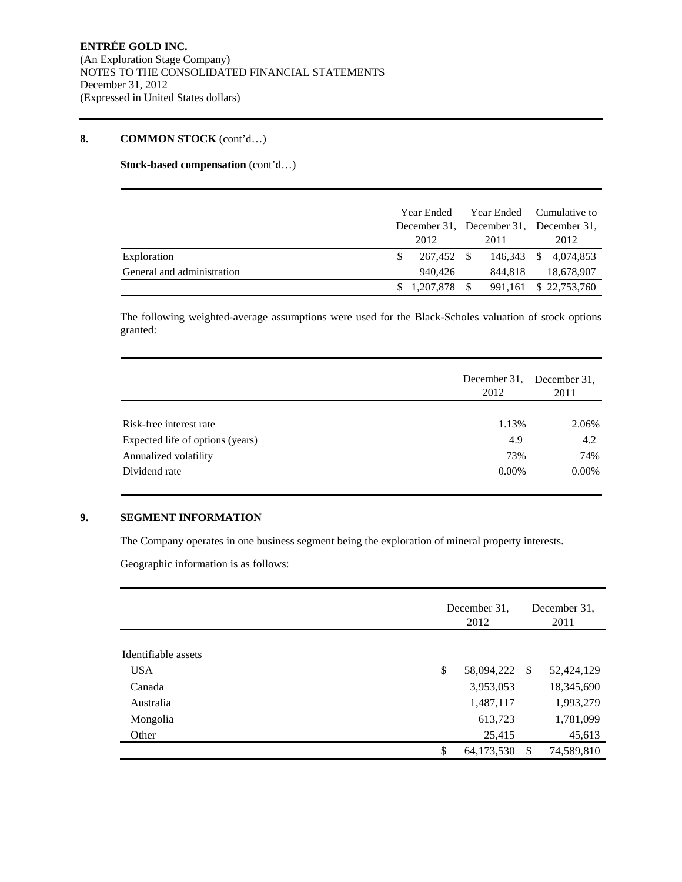**ENTRÉE GOLD INC.**
(An Exploration Stage Company)
NOTES TO THE CONSOLIDATED FINANCIAL STATEMENTS
December 31, 2012
(Expressed in United States dollars)

## 8. COMMON STOCK (cont'd…)

**Stock-based compensation** (cont'd…)

| | Year Ended December 31, 2012 | Year Ended December 31, 2011 | Cumulative to December 31, 2012 |
|---|---|---|---|
| Exploration | $ 267,452 | $ 146,343 | $ 4,074,853 |
| General and administration | 940,426 | 844,818 | 18,678,907 |
| | $ 1,207,878 | $ 991,161 | $ 22,753,760 |

The following weighted-average assumptions were used for the Black-Scholes valuation of stock options granted:

| | December 31, 2012 | December 31, 2011 |
|---|---|---|
| Risk-free interest rate | 1.13% | 2.06% |
| Expected life of options (years) | 4.9 | 4.2 |
| Annualized volatility | 73% | 74% |
| Dividend rate | 0.00% | 0.00% |

## 9. SEGMENT INFORMATION

The Company operates in one business segment being the exploration of mineral property interests.

Geographic information is as follows:

| | December 31, 2012 | December 31, 2011 |
|---|---|---|
| Identifiable assets | | |
| USA | $ 58,094,222 | $ 52,424,129 |
| Canada | 3,953,053 | 18,345,690 |
| Australia | 1,487,117 | 1,993,279 |
| Mongolia | 613,723 | 1,781,099 |
| Other | 25,415 | 45,613 |
| | $ 64,173,530 | $ 74,589,810 |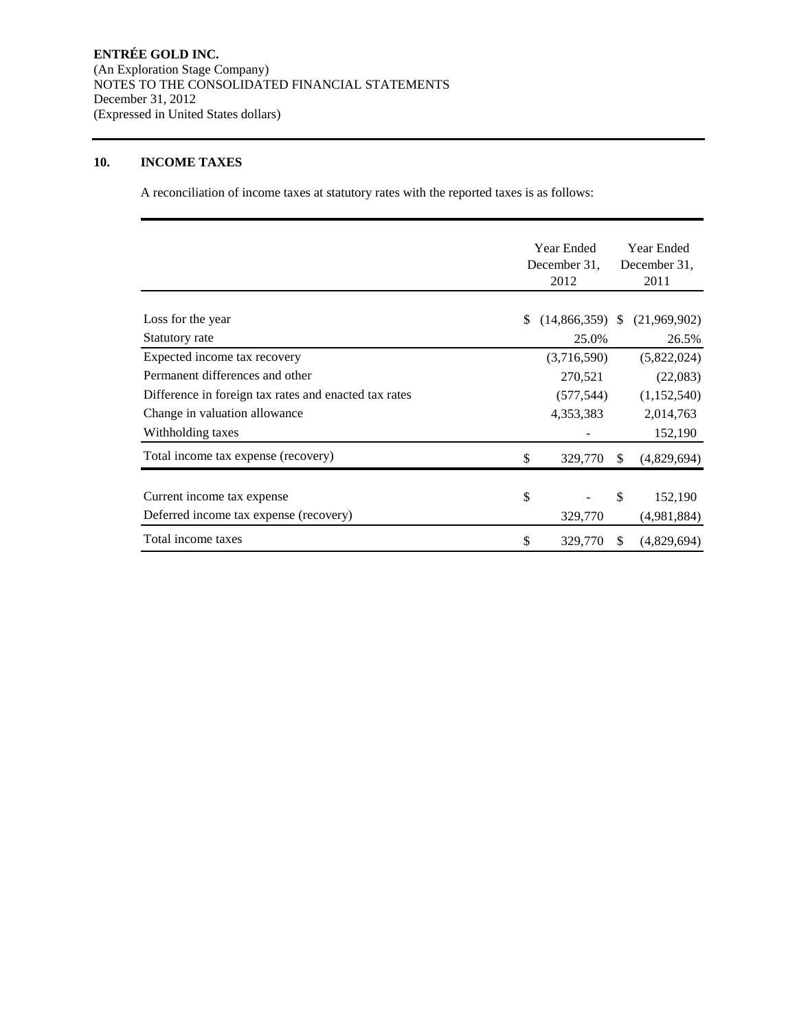**ENTRÉE GOLD INC.**
(An Exploration Stage Company)
NOTES TO THE CONSOLIDATED FINANCIAL STATEMENTS
December 31, 2012
(Expressed in United States dollars)

## 10. INCOME TAXES

A reconciliation of income taxes at statutory rates with the reported taxes is as follows:

| | Year Ended December 31, 2012 | Year Ended December 31, 2011 |
|---|---|---|
| Loss for the year | $ (14,866,359) | $ (21,969,902) |
| Statutory rate | 25.0% | 26.5% |
| Expected income tax recovery | (3,716,590) | (5,822,024) |
| Permanent differences and other | 270,521 | (22,083) |
| Difference in foreign tax rates and enacted tax rates | (577,544) | (1,152,540) |
| Change in valuation allowance | 4,353,383 | 2,014,763 |
| Withholding taxes | - | 152,190 |
| Total income tax expense (recovery) | $ 329,770 | $ (4,829,694) |
| | | |
| Current income tax expense | $ - | $ 152,190 |
| Deferred income tax expense (recovery) | 329,770 | (4,981,884) |
| Total income taxes | $ 329,770 | $ (4,829,694) |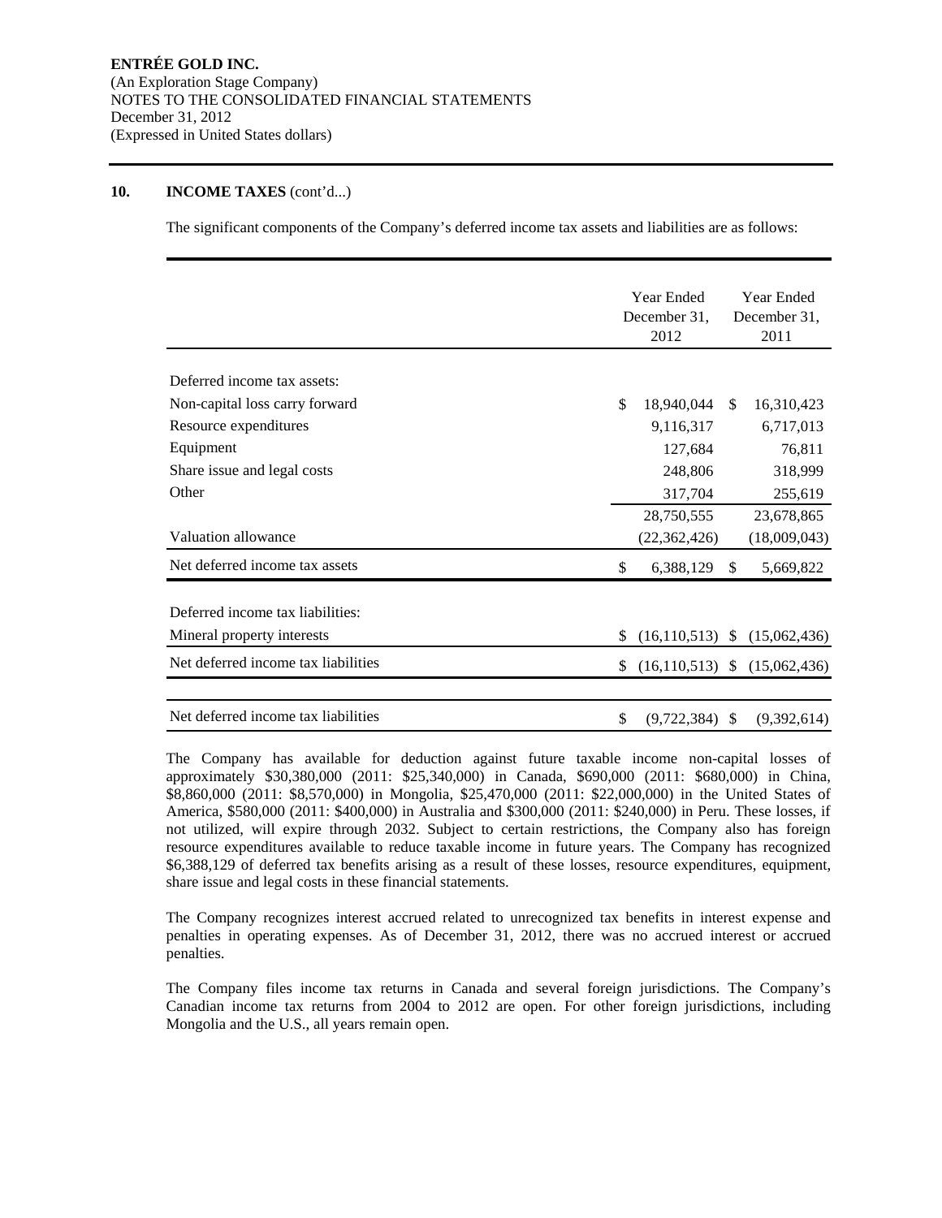## 10. INCOME TAXES (cont'd...)

The significant components of the Company's deferred income tax assets and liabilities are as follows:

| | Year Ended December 31, 2012 | Year Ended December 31, 2011 |
|---|---|---|
| Deferred income tax assets: | | |
| Non-capital loss carry forward | $ 18,940,044 | $ 16,310,423 |
| Resource expenditures | 9,116,317 | 6,717,013 |
| Equipment | 127,684 | 76,811 |
| Share issue and legal costs | 248,806 | 318,999 |
| Other | 317,704 | 255,619 |
| | 28,750,555 | 23,678,865 |
| Valuation allowance | (22,362,426) | (18,009,043) |
| Net deferred income tax assets | $ 6,388,129 | $ 5,669,822 |
| Deferred income tax liabilities: | | |
| Mineral property interests | $ (16,110,513) | $ (15,062,436) |
| Net deferred income tax liabilities | $ (16,110,513) | $ (15,062,436) |
| Net deferred income tax liabilities | $ (9,722,384) | $ (9,392,614) |

The Company has available for deduction against future taxable income non-capital losses of approximately $30,380,000 (2011: $25,340,000) in Canada, $690,000 (2011: $680,000) in China, $8,860,000 (2011: $8,570,000) in Mongolia, $25,470,000 (2011: $22,000,000) in the United States of America, $580,000 (2011: $400,000) in Australia and $300,000 (2011: $240,000) in Peru. These losses, if not utilized, will expire through 2032. Subject to certain restrictions, the Company also has foreign resource expenditures available to reduce taxable income in future years. The Company has recognized $6,388,129 of deferred tax benefits arising as a result of these losses, resource expenditures, equipment, share issue and legal costs in these financial statements.

The Company recognizes interest accrued related to unrecognized tax benefits in interest expense and penalties in operating expenses. As of December 31, 2012, there was no accrued interest or accrued penalties.

The Company files income tax returns in Canada and several foreign jurisdictions. The Company's Canadian income tax returns from 2004 to 2012 are open. For other foreign jurisdictions, including Mongolia and the U.S., all years remain open.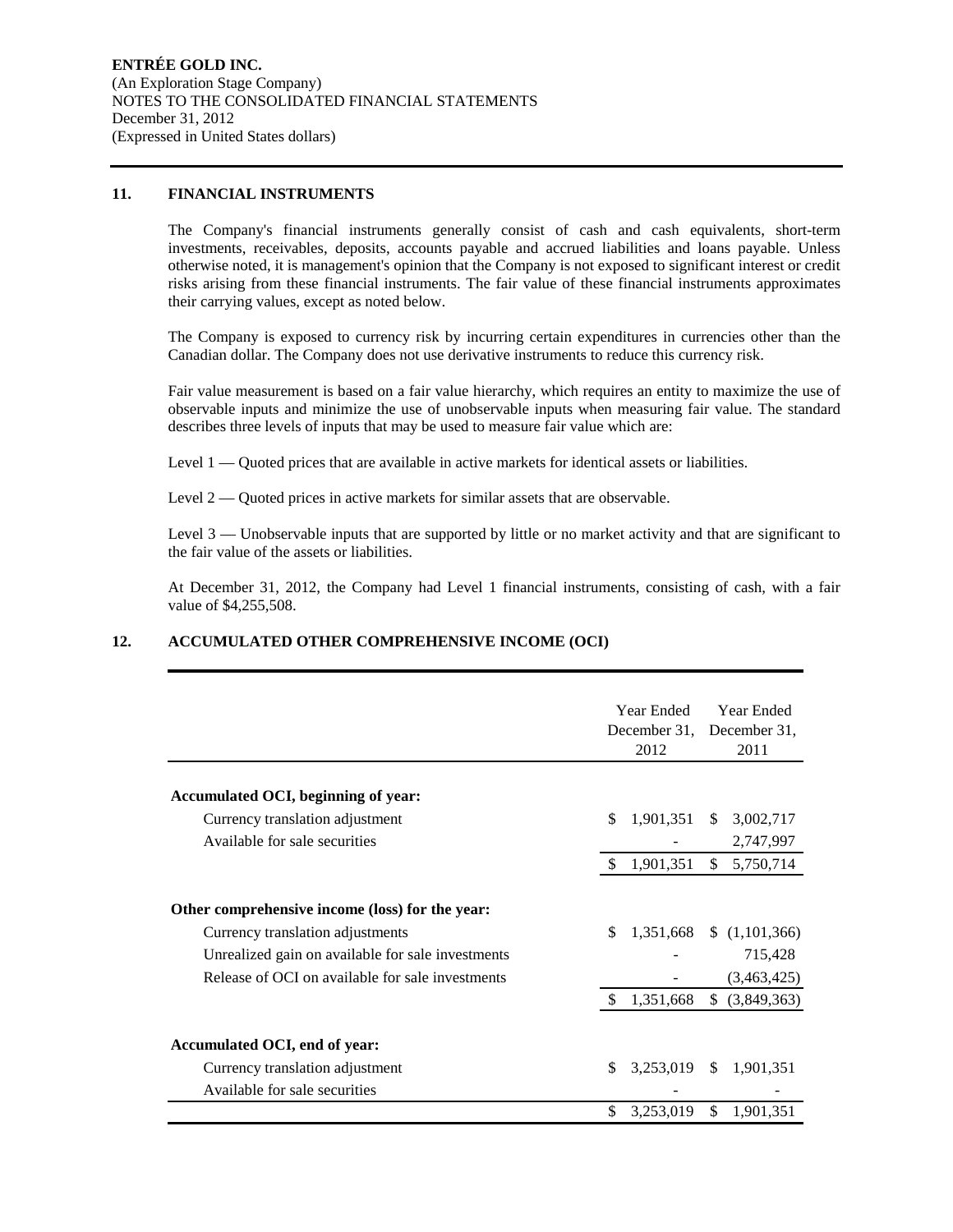**ENTRÉE GOLD INC.**
(An Exploration Stage Company)
NOTES TO THE CONSOLIDATED FINANCIAL STATEMENTS
December 31, 2012
(Expressed in United States dollars)

## 11. FINANCIAL INSTRUMENTS

The Company's financial instruments generally consist of cash and cash equivalents, short-term investments, receivables, deposits, accounts payable and accrued liabilities and loans payable. Unless otherwise noted, it is management's opinion that the Company is not exposed to significant interest or credit risks arising from these financial instruments. The fair value of these financial instruments approximates their carrying values, except as noted below.

The Company is exposed to currency risk by incurring certain expenditures in currencies other than the Canadian dollar. The Company does not use derivative instruments to reduce this currency risk.

Fair value measurement is based on a fair value hierarchy, which requires an entity to maximize the use of observable inputs and minimize the use of unobservable inputs when measuring fair value. The standard describes three levels of inputs that may be used to measure fair value which are:

Level 1 — Quoted prices that are available in active markets for identical assets or liabilities.

Level 2 — Quoted prices in active markets for similar assets that are observable.

Level 3 — Unobservable inputs that are supported by little or no market activity and that are significant to the fair value of the assets or liabilities.

At December 31, 2012, the Company had Level 1 financial instruments, consisting of cash, with a fair value of $4,255,508.

## 12. ACCUMULATED OTHER COMPREHENSIVE INCOME (OCI)

| | Year Ended December 31, 2012 | Year Ended December 31, 2011 |
|---|---|---|
| **Accumulated OCI, beginning of year:** | | |
| Currency translation adjustment | $ 1,901,351 | $ 3,002,717 |
| Available for sale securities | - | 2,747,997 |
| | $ 1,901,351 | $ 5,750,714 |
| **Other comprehensive income (loss) for the year:** | | |
| Currency translation adjustments | $ 1,351,668 | $ (1,101,366) |
| Unrealized gain on available for sale investments | - | 715,428 |
| Release of OCI on available for sale investments | - | (3,463,425) |
| | $ 1,351,668 | $ (3,849,363) |
| **Accumulated OCI, end of year:** | | |
| Currency translation adjustment | $ 3,253,019 | $ 1,901,351 |
| Available for sale securities | - | - |
| | $ 3,253,019 | $ 1,901,351 |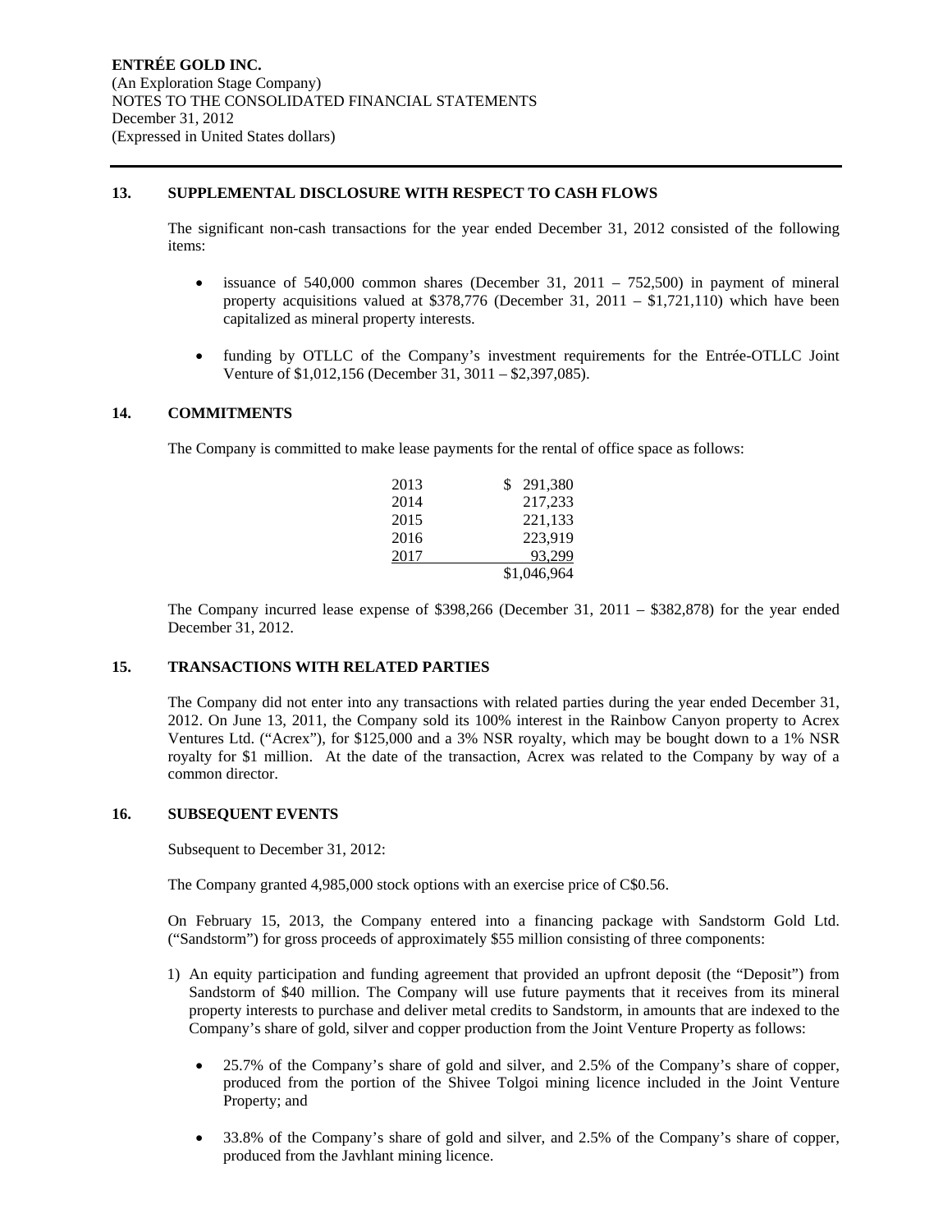ENTRÉE GOLD INC.
(An Exploration Stage Company)
NOTES TO THE CONSOLIDATED FINANCIAL STATEMENTS
December 31, 2012
(Expressed in United States dollars)

## 13. SUPPLEMENTAL DISCLOSURE WITH RESPECT TO CASH FLOWS

The significant non-cash transactions for the year ended December 31, 2012 consisted of the following items:

- issuance of 540,000 common shares (December 31, 2011 – 752,500) in payment of mineral property acquisitions valued at $378,776 (December 31, 2011 – $1,721,110) which have been capitalized as mineral property interests.
- funding by OTLLC of the Company's investment requirements for the Entrée-OTLLC Joint Venture of $1,012,156 (December 31, 3011 – $2,397,085).

## 14. COMMITMENTS

The Company is committed to make lease payments for the rental of office space as follows:

| | |
|---|---|
| 2013 | $ 291,380 |
| 2014 | 217,233 |
| 2015 | 221,133 |
| 2016 | 223,919 |
| 2017 | 93,299 |
| | $1,046,964 |

The Company incurred lease expense of $398,266 (December 31, 2011 – $382,878) for the year ended December 31, 2012.

## 15. TRANSACTIONS WITH RELATED PARTIES

The Company did not enter into any transactions with related parties during the year ended December 31, 2012. On June 13, 2011, the Company sold its 100% interest in the Rainbow Canyon property to Acrex Ventures Ltd. ("Acrex"), for $125,000 and a 3% NSR royalty, which may be bought down to a 1% NSR royalty for $1 million. At the date of the transaction, Acrex was related to the Company by way of a common director.

## 16. SUBSEQUENT EVENTS

Subsequent to December 31, 2012:

The Company granted 4,985,000 stock options with an exercise price of C$0.56.

On February 15, 2013, the Company entered into a financing package with Sandstorm Gold Ltd. ("Sandstorm") for gross proceeds of approximately $55 million consisting of three components:

1) An equity participation and funding agreement that provided an upfront deposit (the "Deposit") from Sandstorm of $40 million. The Company will use future payments that it receives from its mineral property interests to purchase and deliver metal credits to Sandstorm, in amounts that are indexed to the Company's share of gold, silver and copper production from the Joint Venture Property as follows:
   - 25.7% of the Company's share of gold and silver, and 2.5% of the Company's share of copper, produced from the portion of the Shivee Tolgoi mining licence included in the Joint Venture Property; and
   - 33.8% of the Company's share of gold and silver, and 2.5% of the Company's share of copper, produced from the Javhlant mining licence.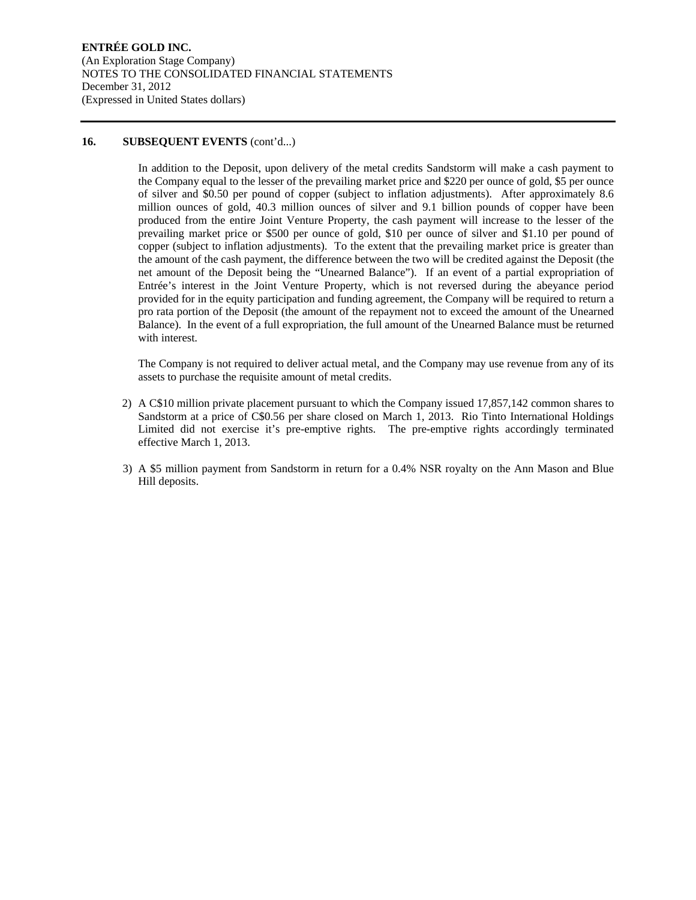## 16. SUBSEQUENT EVENTS (cont'd...)

In addition to the Deposit, upon delivery of the metal credits Sandstorm will make a cash payment to the Company equal to the lesser of the prevailing market price and $220 per ounce of gold, $5 per ounce of silver and $0.50 per pound of copper (subject to inflation adjustments). After approximately 8.6 million ounces of gold, 40.3 million ounces of silver and 9.1 billion pounds of copper have been produced from the entire Joint Venture Property, the cash payment will increase to the lesser of the prevailing market price or $500 per ounce of gold, $10 per ounce of silver and $1.10 per pound of copper (subject to inflation adjustments). To the extent that the prevailing market price is greater than the amount of the cash payment, the difference between the two will be credited against the Deposit (the net amount of the Deposit being the "Unearned Balance"). If an event of a partial expropriation of Entrée's interest in the Joint Venture Property, which is not reversed during the abeyance period provided for in the equity participation and funding agreement, the Company will be required to return a pro rata portion of the Deposit (the amount of the repayment not to exceed the amount of the Unearned Balance). In the event of a full expropriation, the full amount of the Unearned Balance must be returned with interest.

The Company is not required to deliver actual metal, and the Company may use revenue from any of its assets to purchase the requisite amount of metal credits.

2) A C$10 million private placement pursuant to which the Company issued 17,857,142 common shares to Sandstorm at a price of C$0.56 per share closed on March 1, 2013. Rio Tinto International Holdings Limited did not exercise it's pre-emptive rights. The pre-emptive rights accordingly terminated effective March 1, 2013.

3) A $5 million payment from Sandstorm in return for a 0.4% NSR royalty on the Ann Mason and Blue Hill deposits.